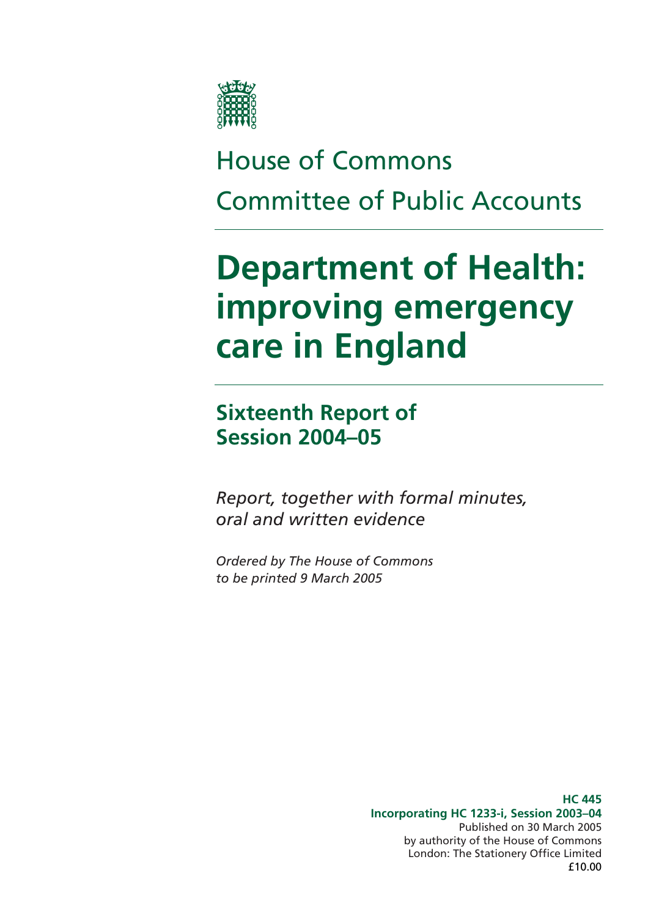House of Commons

Committee of Public Accounts

# Department of Health: improving emergency care in England

## Sixteenth Report of Session 2004–05

*Report, together with formal minutes, oral and written evidence*

*Ordered by The House of Commons to be printed 9 March 2005*

**HC 445**
**Incorporating HC 1233-i, Session 2003–04**
Published on 30 March 2005
by authority of the House of Commons
London: The Stationery Office Limited
£10.00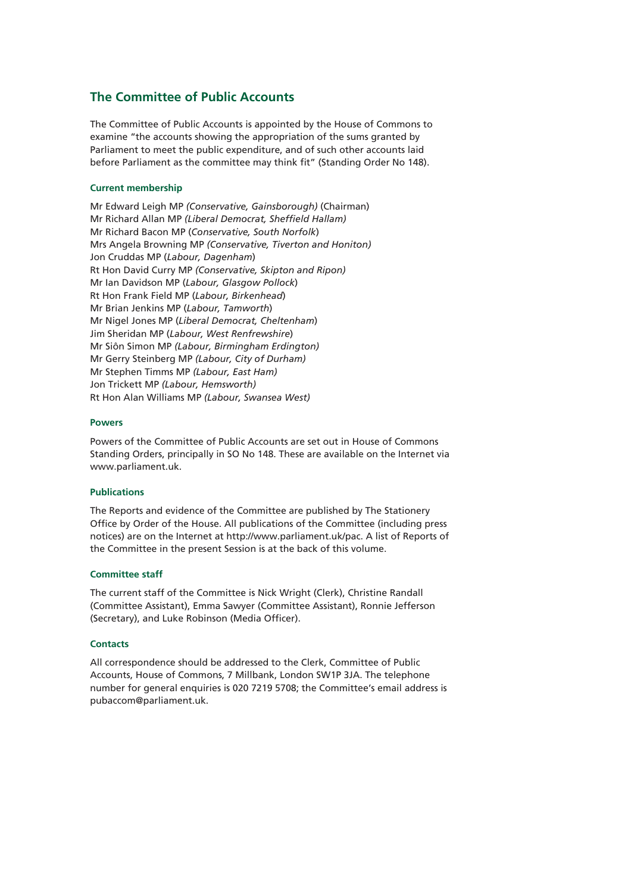## The Committee of Public Accounts

The Committee of Public Accounts is appointed by the House of Commons to examine "the accounts showing the appropriation of the sums granted by Parliament to meet the public expenditure, and of such other accounts laid before Parliament as the committee may think fit" (Standing Order No 148).

### Current membership

Mr Edward Leigh MP *(Conservative, Gainsborough)* (Chairman)
Mr Richard Allan MP *(Liberal Democrat, Sheffield Hallam)*
Mr Richard Bacon MP (*Conservative, South Norfolk*)
Mrs Angela Browning MP *(Conservative, Tiverton and Honiton)*
Jon Cruddas MP (*Labour, Dagenham*)
Rt Hon David Curry MP *(Conservative, Skipton and Ripon)*
Mr Ian Davidson MP (*Labour, Glasgow Pollock*)
Rt Hon Frank Field MP (*Labour, Birkenhead*)
Mr Brian Jenkins MP (*Labour, Tamworth*)
Mr Nigel Jones MP (*Liberal Democrat, Cheltenham*)
Jim Sheridan MP (*Labour, West Renfrewshire*)
Mr Siôn Simon MP *(Labour, Birmingham Erdington)*
Mr Gerry Steinberg MP *(Labour, City of Durham)*
Mr Stephen Timms MP *(Labour, East Ham)*
Jon Trickett MP *(Labour, Hemsworth)*
Rt Hon Alan Williams MP *(Labour, Swansea West)*

### Powers

Powers of the Committee of Public Accounts are set out in House of Commons Standing Orders, principally in SO No 148. These are available on the Internet via www.parliament.uk.

### Publications

The Reports and evidence of the Committee are published by The Stationery Office by Order of the House. All publications of the Committee (including press notices) are on the Internet at http://www.parliament.uk/pac. A list of Reports of the Committee in the present Session is at the back of this volume.

### Committee staff

The current staff of the Committee is Nick Wright (Clerk), Christine Randall (Committee Assistant), Emma Sawyer (Committee Assistant), Ronnie Jefferson (Secretary), and Luke Robinson (Media Officer).

### Contacts

All correspondence should be addressed to the Clerk, Committee of Public Accounts, House of Commons, 7 Millbank, London SW1P 3JA. The telephone number for general enquiries is 020 7219 5708; the Committee's email address is pubaccom@parliament.uk.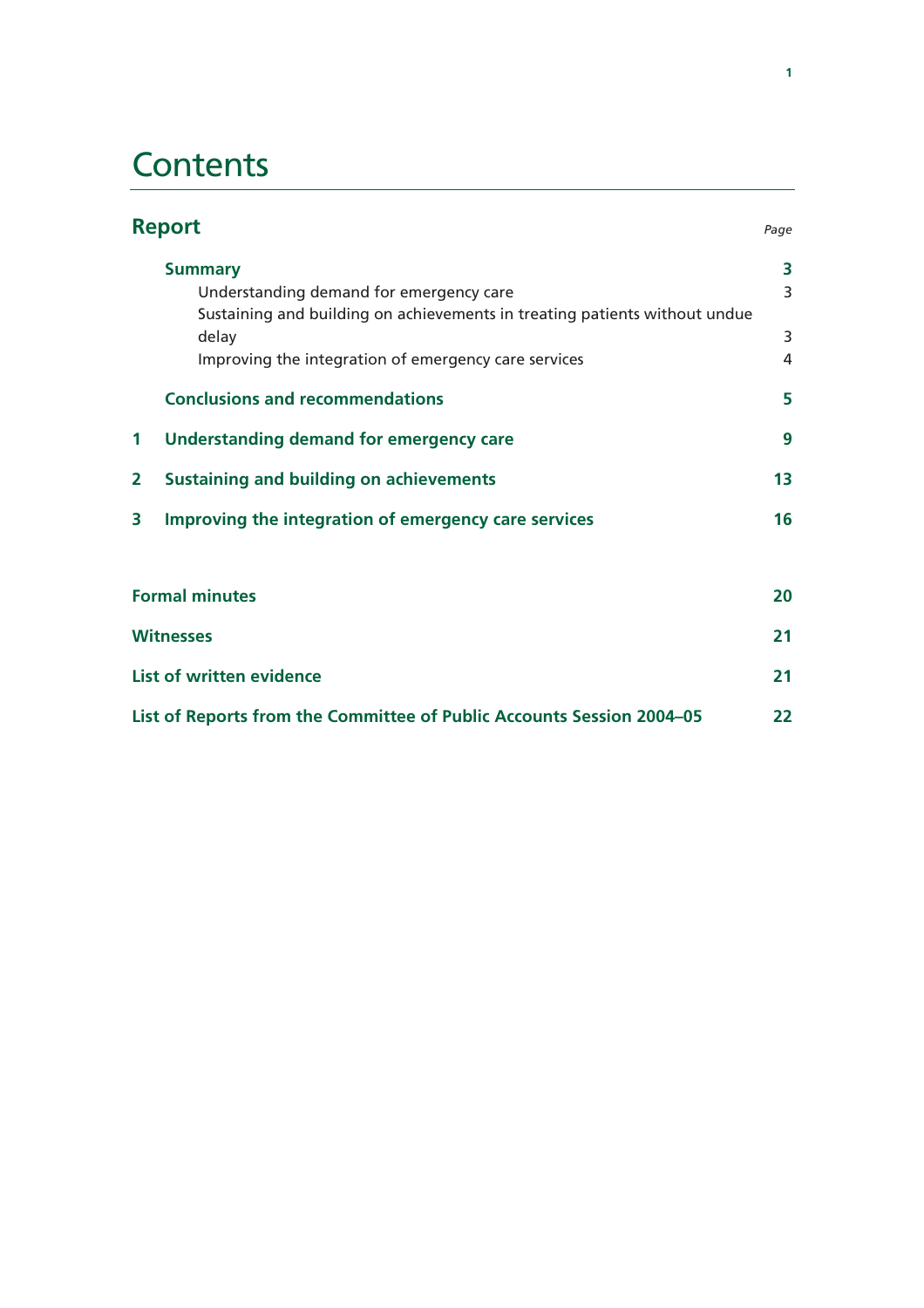# Contents

## Report

| | | *Page* |
|---|---|---|
| | **Summary** | **3** |
| | Understanding demand for emergency care | 3 |
| | Sustaining and building on achievements in treating patients without undue delay | 3 |
| | Improving the integration of emergency care services | 4 |
| | **Conclusions and recommendations** | **5** |
| **1** | **Understanding demand for emergency care** | **9** |
| **2** | **Sustaining and building on achievements** | **13** |
| **3** | **Improving the integration of emergency care services** | **16** |

| | |
|---|---|
| **Formal minutes** | **20** |
| **Witnesses** | **21** |
| **List of written evidence** | **21** |
| **List of Reports from the Committee of Public Accounts Session 2004–05** | **22** |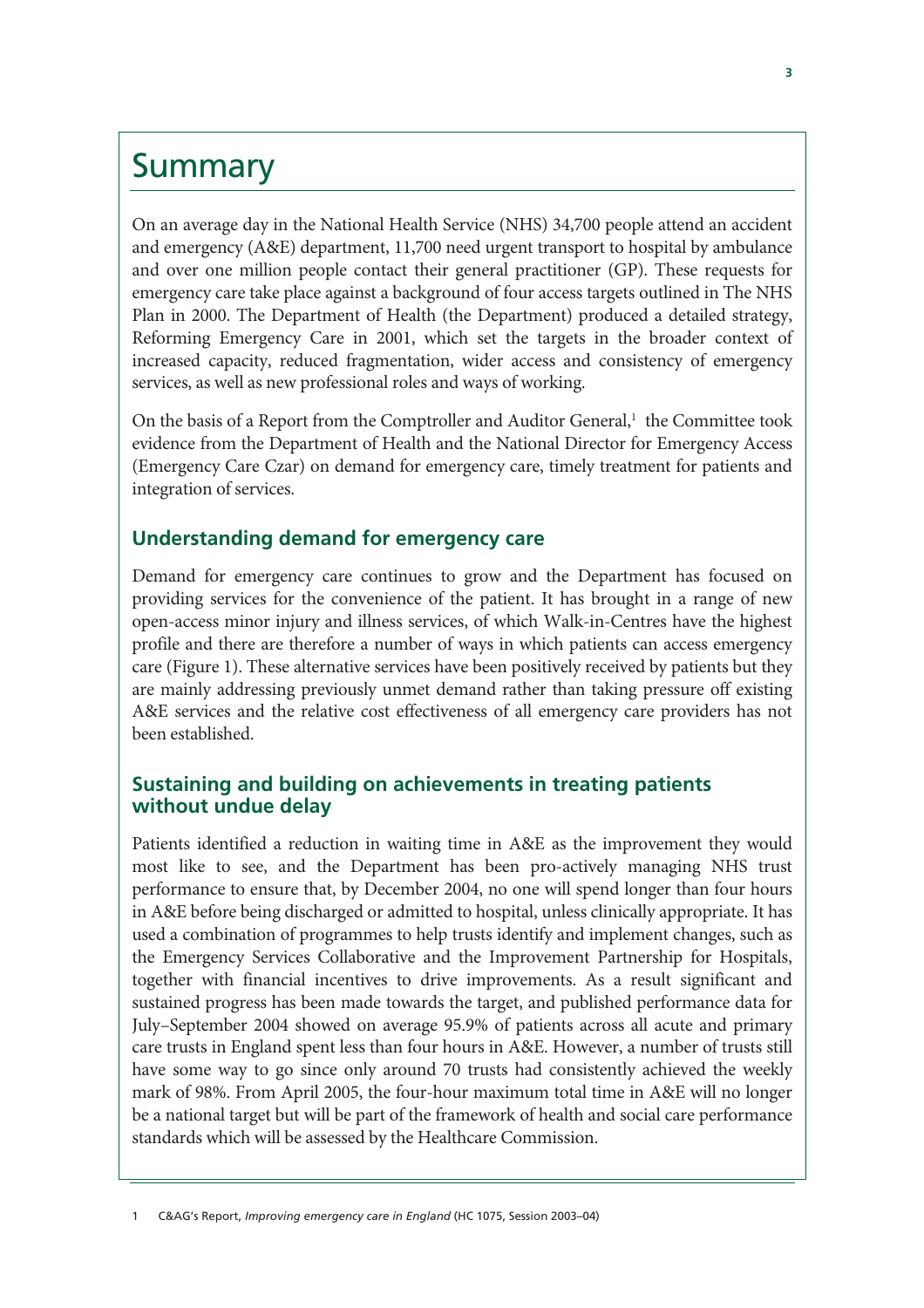# Summary

On an average day in the National Health Service (NHS) 34,700 people attend an accident and emergency (A&E) department, 11,700 need urgent transport to hospital by ambulance and over one million people contact their general practitioner (GP). These requests for emergency care take place against a background of four access targets outlined in The NHS Plan in 2000. The Department of Health (the Department) produced a detailed strategy, Reforming Emergency Care in 2001, which set the targets in the broader context of increased capacity, reduced fragmentation, wider access and consistency of emergency services, as well as new professional roles and ways of working.

On the basis of a Report from the Comptroller and Auditor General,[1] the Committee took evidence from the Department of Health and the National Director for Emergency Access (Emergency Care Czar) on demand for emergency care, timely treatment for patients and integration of services.

## Understanding demand for emergency care

Demand for emergency care continues to grow and the Department has focused on providing services for the convenience of the patient. It has brought in a range of new open-access minor injury and illness services, of which Walk-in-Centres have the highest profile and there are therefore a number of ways in which patients can access emergency care (Figure 1). These alternative services have been positively received by patients but they are mainly addressing previously unmet demand rather than taking pressure off existing A&E services and the relative cost effectiveness of all emergency care providers has not been established.

## Sustaining and building on achievements in treating patients without undue delay

Patients identified a reduction in waiting time in A&E as the improvement they would most like to see, and the Department has been pro-actively managing NHS trust performance to ensure that, by December 2004, no one will spend longer than four hours in A&E before being discharged or admitted to hospital, unless clinically appropriate. It has used a combination of programmes to help trusts identify and implement changes, such as the Emergency Services Collaborative and the Improvement Partnership for Hospitals, together with financial incentives to drive improvements. As a result significant and sustained progress has been made towards the target, and published performance data for July–September 2004 showed on average 95.9% of patients across all acute and primary care trusts in England spent less than four hours in A&E. However, a number of trusts still have some way to go since only around 70 trusts had consistently achieved the weekly mark of 98%. From April 2005, the four-hour maximum total time in A&E will no longer be a national target but will be part of the framework of health and social care performance standards which will be assessed by the Healthcare Commission.

1 C&AG's Report, *Improving emergency care in England* (HC 1075, Session 2003–04)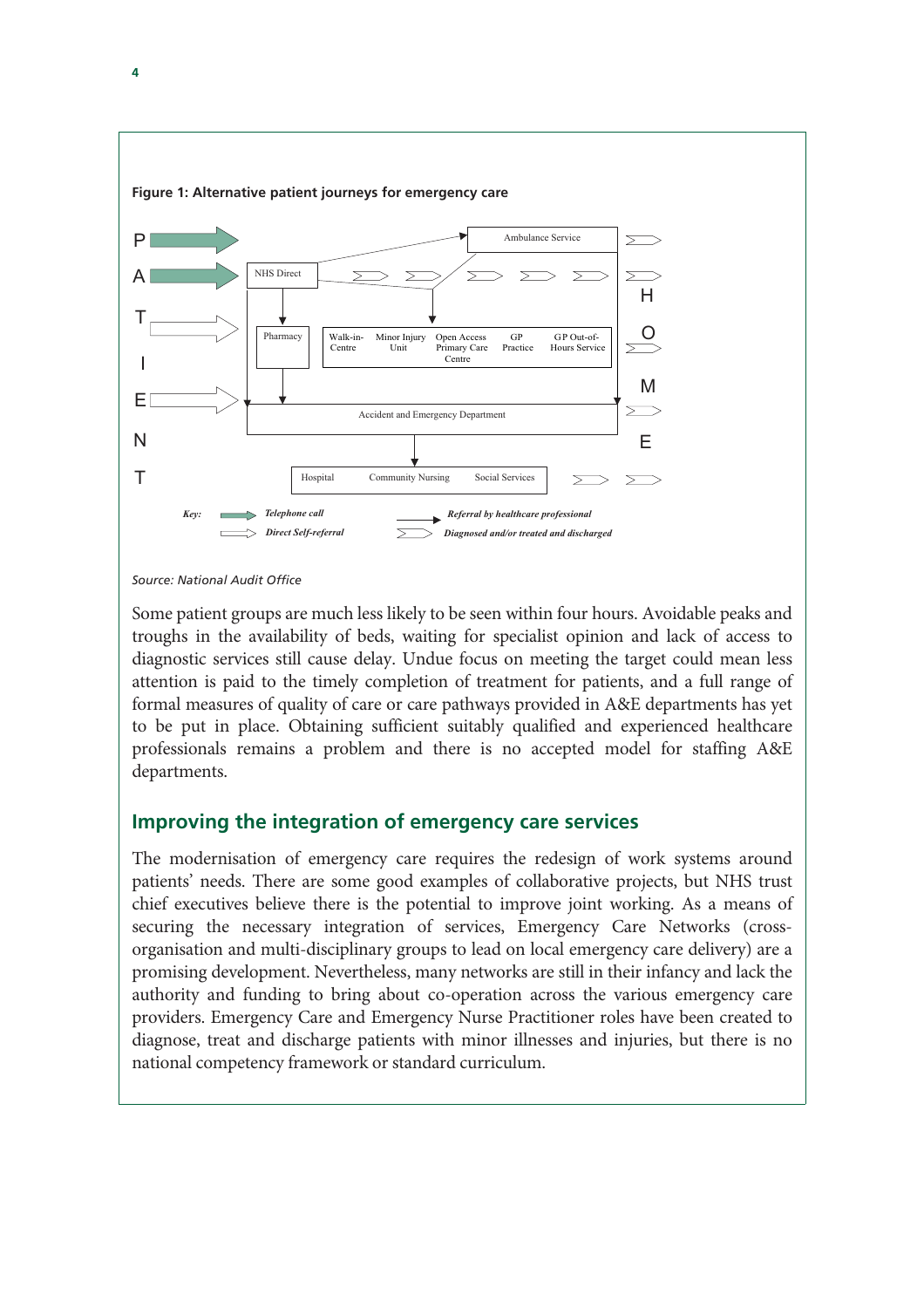**Figure 1: Alternative patient journeys for emergency care**

Source: National Audit Office

Some patient groups are much less likely to be seen within four hours. Avoidable peaks and troughs in the availability of beds, waiting for specialist opinion and lack of access to diagnostic services still cause delay. Undue focus on meeting the target could mean less attention is paid to the timely completion of treatment for patients, and a full range of formal measures of quality of care or care pathways provided in A&E departments has yet to be put in place. Obtaining sufficient suitably qualified and experienced healthcare professionals remains a problem and there is no accepted model for staffing A&E departments.

## Improving the integration of emergency care services

The modernisation of emergency care requires the redesign of work systems around patients' needs. There are some good examples of collaborative projects, but NHS trust chief executives believe there is the potential to improve joint working. As a means of securing the necessary integration of services, Emergency Care Networks (cross-organisation and multi-disciplinary groups to lead on local emergency care delivery) are a promising development. Nevertheless, many networks are still in their infancy and lack the authority and funding to bring about co-operation across the various emergency care providers. Emergency Care and Emergency Nurse Practitioner roles have been created to diagnose, treat and discharge patients with minor illnesses and injuries, but there is no national competency framework or standard curriculum.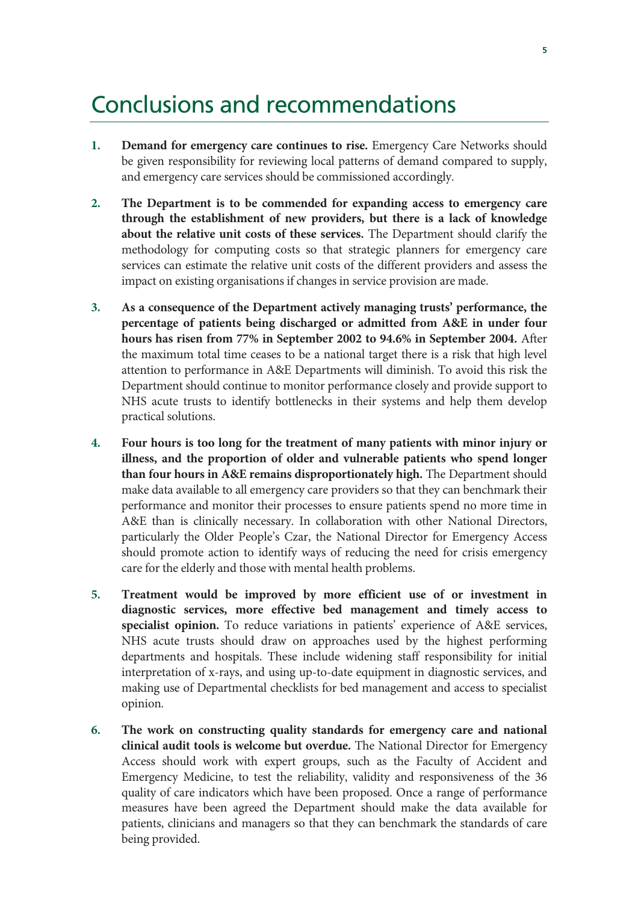# Conclusions and recommendations

1. **Demand for emergency care continues to rise.** Emergency Care Networks should be given responsibility for reviewing local patterns of demand compared to supply, and emergency care services should be commissioned accordingly.

2. **The Department is to be commended for expanding access to emergency care through the establishment of new providers, but there is a lack of knowledge about the relative unit costs of these services.** The Department should clarify the methodology for computing costs so that strategic planners for emergency care services can estimate the relative unit costs of the different providers and assess the impact on existing organisations if changes in service provision are made.

3. **As a consequence of the Department actively managing trusts' performance, the percentage of patients being discharged or admitted from A&E in under four hours has risen from 77% in September 2002 to 94.6% in September 2004.** After the maximum total time ceases to be a national target there is a risk that high level attention to performance in A&E Departments will diminish. To avoid this risk the Department should continue to monitor performance closely and provide support to NHS acute trusts to identify bottlenecks in their systems and help them develop practical solutions.

4. **Four hours is too long for the treatment of many patients with minor injury or illness, and the proportion of older and vulnerable patients who spend longer than four hours in A&E remains disproportionately high.** The Department should make data available to all emergency care providers so that they can benchmark their performance and monitor their processes to ensure patients spend no more time in A&E than is clinically necessary. In collaboration with other National Directors, particularly the Older People's Czar, the National Director for Emergency Access should promote action to identify ways of reducing the need for crisis emergency care for the elderly and those with mental health problems.

5. **Treatment would be improved by more efficient use of or investment in diagnostic services, more effective bed management and timely access to specialist opinion.** To reduce variations in patients' experience of A&E services, NHS acute trusts should draw on approaches used by the highest performing departments and hospitals. These include widening staff responsibility for initial interpretation of x-rays, and using up-to-date equipment in diagnostic services, and making use of Departmental checklists for bed management and access to specialist opinion.

6. **The work on constructing quality standards for emergency care and national clinical audit tools is welcome but overdue.** The National Director for Emergency Access should work with expert groups, such as the Faculty of Accident and Emergency Medicine, to test the reliability, validity and responsiveness of the 36 quality of care indicators which have been proposed. Once a range of performance measures have been agreed the Department should make the data available for patients, clinicians and managers so that they can benchmark the standards of care being provided.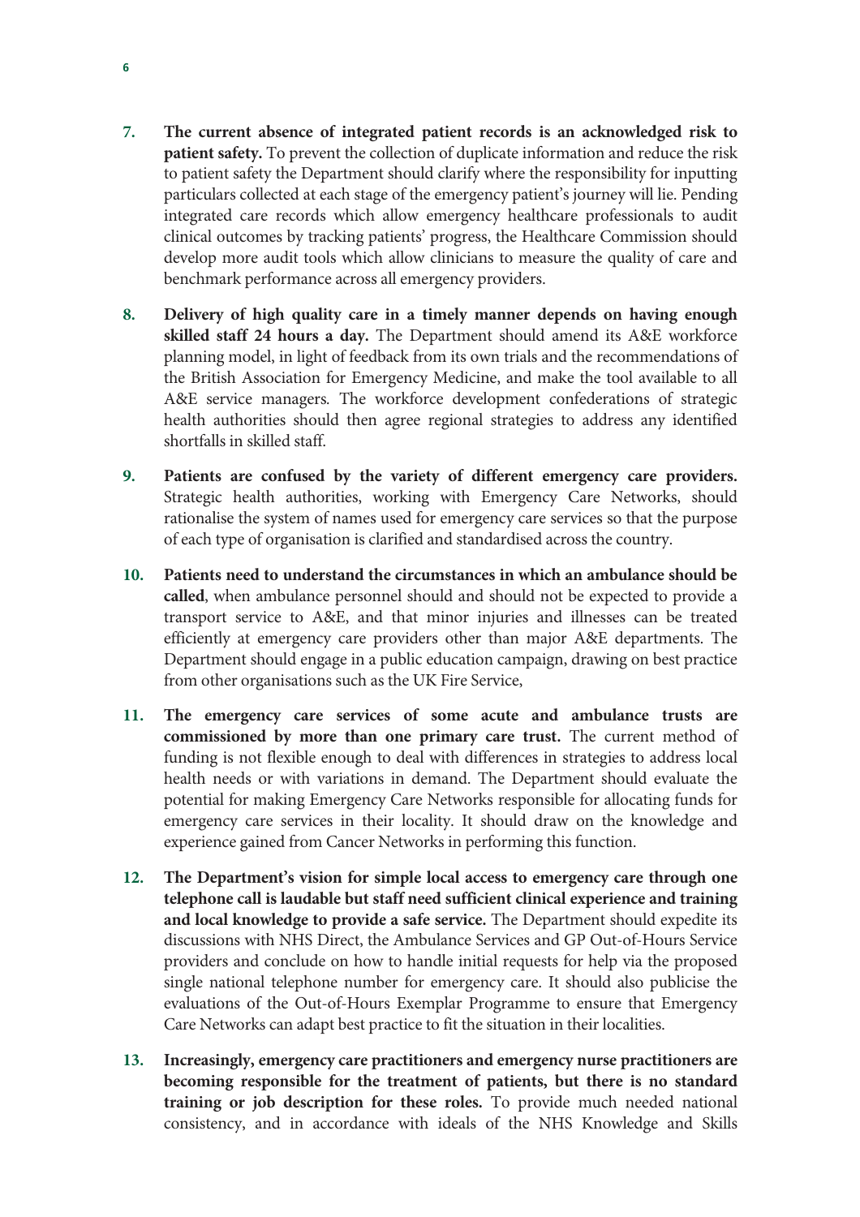7. **The current absence of integrated patient records is an acknowledged risk to patient safety.** To prevent the collection of duplicate information and reduce the risk to patient safety the Department should clarify where the responsibility for inputting particulars collected at each stage of the emergency patient's journey will lie. Pending integrated care records which allow emergency healthcare professionals to audit clinical outcomes by tracking patients' progress, the Healthcare Commission should develop more audit tools which allow clinicians to measure the quality of care and benchmark performance across all emergency providers.

8. **Delivery of high quality care in a timely manner depends on having enough skilled staff 24 hours a day.** The Department should amend its A&E workforce planning model, in light of feedback from its own trials and the recommendations of the British Association for Emergency Medicine, and make the tool available to all A&E service managers. The workforce development confederations of strategic health authorities should then agree regional strategies to address any identified shortfalls in skilled staff.

9. **Patients are confused by the variety of different emergency care providers.** Strategic health authorities, working with Emergency Care Networks, should rationalise the system of names used for emergency care services so that the purpose of each type of organisation is clarified and standardised across the country.

10. **Patients need to understand the circumstances in which an ambulance should be called**, when ambulance personnel should and should not be expected to provide a transport service to A&E, and that minor injuries and illnesses can be treated efficiently at emergency care providers other than major A&E departments. The Department should engage in a public education campaign, drawing on best practice from other organisations such as the UK Fire Service,

11. **The emergency care services of some acute and ambulance trusts are commissioned by more than one primary care trust.** The current method of funding is not flexible enough to deal with differences in strategies to address local health needs or with variations in demand. The Department should evaluate the potential for making Emergency Care Networks responsible for allocating funds for emergency care services in their locality. It should draw on the knowledge and experience gained from Cancer Networks in performing this function.

12. **The Department's vision for simple local access to emergency care through one telephone call is laudable but staff need sufficient clinical experience and training and local knowledge to provide a safe service.** The Department should expedite its discussions with NHS Direct, the Ambulance Services and GP Out-of-Hours Service providers and conclude on how to handle initial requests for help via the proposed single national telephone number for emergency care. It should also publicise the evaluations of the Out-of-Hours Exemplar Programme to ensure that Emergency Care Networks can adapt best practice to fit the situation in their localities.

13. **Increasingly, emergency care practitioners and emergency nurse practitioners are becoming responsible for the treatment of patients, but there is no standard training or job description for these roles.** To provide much needed national consistency, and in accordance with ideals of the NHS Knowledge and Skills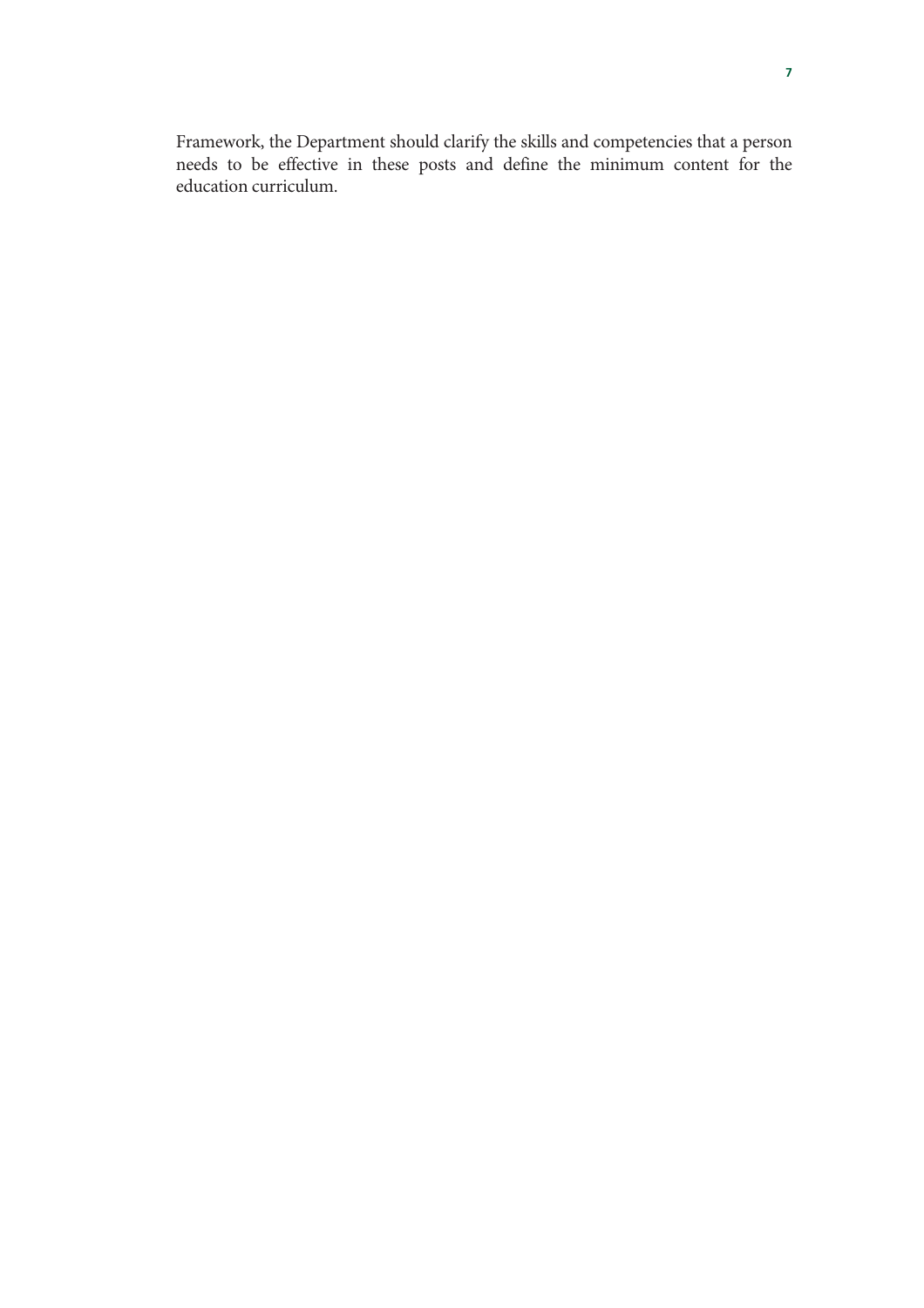Framework, the Department should clarify the skills and competencies that a person needs to be effective in these posts and define the minimum content for the education curriculum.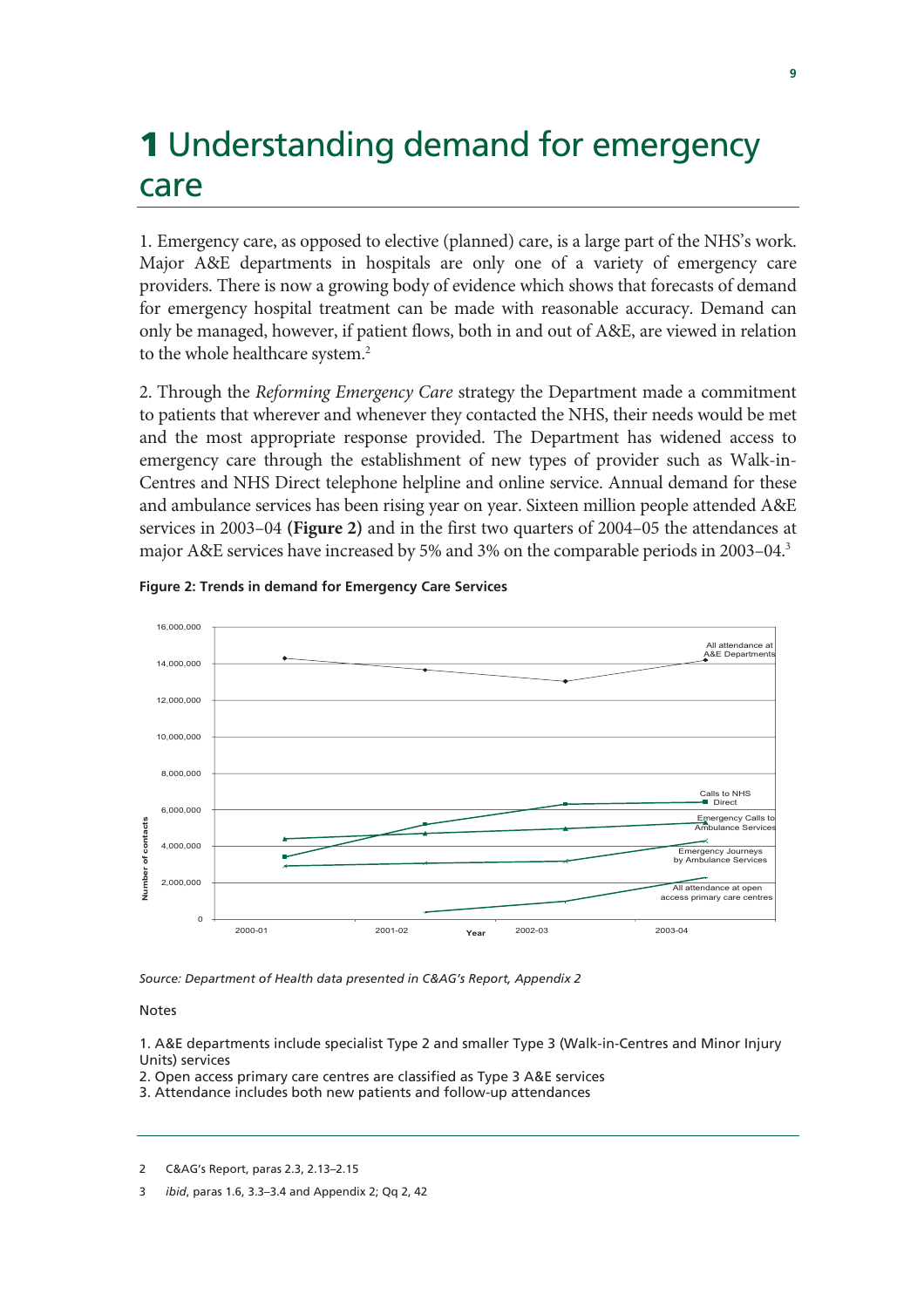# 1 Understanding demand for emergency care

1. Emergency care, as opposed to elective (planned) care, is a large part of the NHS's work. Major A&E departments in hospitals are only one of a variety of emergency care providers. There is now a growing body of evidence which shows that forecasts of demand for emergency hospital treatment can be made with reasonable accuracy. Demand can only be managed, however, if patient flows, both in and out of A&E, are viewed in relation to the whole healthcare system.[2]

2. Through the *Reforming Emergency Care* strategy the Department made a commitment to patients that wherever and whenever they contacted the NHS, their needs would be met and the most appropriate response provided. The Department has widened access to emergency care through the establishment of new types of provider such as Walk-in-Centres and NHS Direct telephone helpline and online service. Annual demand for these and ambulance services has been rising year on year. Sixteen million people attended A&E services in 2003–04 **(Figure 2)** and in the first two quarters of 2004–05 the attendances at major A&E services have increased by 5% and 3% on the comparable periods in 2003–04.[3]

**Figure 2: Trends in demand for Emergency Care Services**

*Source: Department of Health data presented in C&AG's Report, Appendix 2*

Notes

1. A&E departments include specialist Type 2 and smaller Type 3 (Walk-in-Centres and Minor Injury Units) services
2. Open access primary care centres are classified as Type 3 A&E services
3. Attendance includes both new patients and follow-up attendances

---

2 C&AG's Report, paras 2.3, 2.13–2.15

3 *ibid*, paras 1.6, 3.3–3.4 and Appendix 2; Qq 2, 42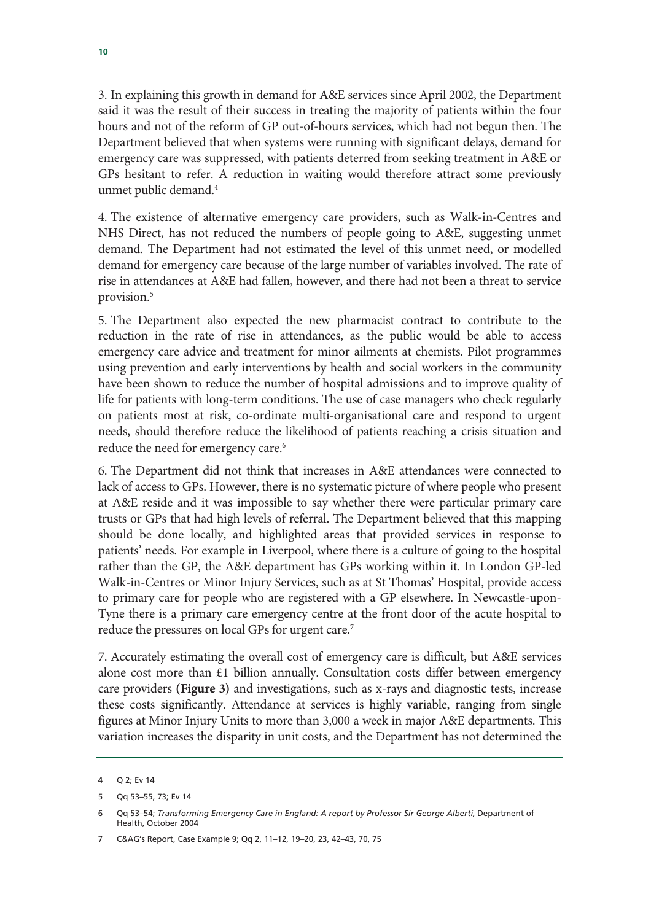3. In explaining this growth in demand for A&E services since April 2002, the Department said it was the result of their success in treating the majority of patients within the four hours and not of the reform of GP out-of-hours services, which had not begun then. The Department believed that when systems were running with significant delays, demand for emergency care was suppressed, with patients deterred from seeking treatment in A&E or GPs hesitant to refer. A reduction in waiting would therefore attract some previously unmet public demand.[4]

4. The existence of alternative emergency care providers, such as Walk-in-Centres and NHS Direct, has not reduced the numbers of people going to A&E, suggesting unmet demand. The Department had not estimated the level of this unmet need, or modelled demand for emergency care because of the large number of variables involved. The rate of rise in attendances at A&E had fallen, however, and there had not been a threat to service provision.[5]

5. The Department also expected the new pharmacist contract to contribute to the reduction in the rate of rise in attendances, as the public would be able to access emergency care advice and treatment for minor ailments at chemists. Pilot programmes using prevention and early interventions by health and social workers in the community have been shown to reduce the number of hospital admissions and to improve quality of life for patients with long-term conditions. The use of case managers who check regularly on patients most at risk, co-ordinate multi-organisational care and respond to urgent needs, should therefore reduce the likelihood of patients reaching a crisis situation and reduce the need for emergency care.[6]

6. The Department did not think that increases in A&E attendances were connected to lack of access to GPs. However, there is no systematic picture of where people who present at A&E reside and it was impossible to say whether there were particular primary care trusts or GPs that had high levels of referral. The Department believed that this mapping should be done locally, and highlighted areas that provided services in response to patients' needs. For example in Liverpool, where there is a culture of going to the hospital rather than the GP, the A&E department has GPs working within it. In London GP-led Walk-in-Centres or Minor Injury Services, such as at St Thomas' Hospital, provide access to primary care for people who are registered with a GP elsewhere. In Newcastle-upon-Tyne there is a primary care emergency centre at the front door of the acute hospital to reduce the pressures on local GPs for urgent care.[7]

7. Accurately estimating the overall cost of emergency care is difficult, but A&E services alone cost more than £1 billion annually. Consultation costs differ between emergency care providers (**Figure 3**) and investigations, such as x-rays and diagnostic tests, increase these costs significantly. Attendance at services is highly variable, ranging from single figures at Minor Injury Units to more than 3,000 a week in major A&E departments. This variation increases the disparity in unit costs, and the Department has not determined the

---

4 Q 2; Ev 14

5 Qq 53–55, 73; Ev 14

6 Qq 53–54; *Transforming Emergency Care in England: A report by Professor Sir George Alberti*, Department of Health, October 2004

7 C&AG's Report, Case Example 9; Qq 2, 11–12, 19–20, 23, 42–43, 70, 75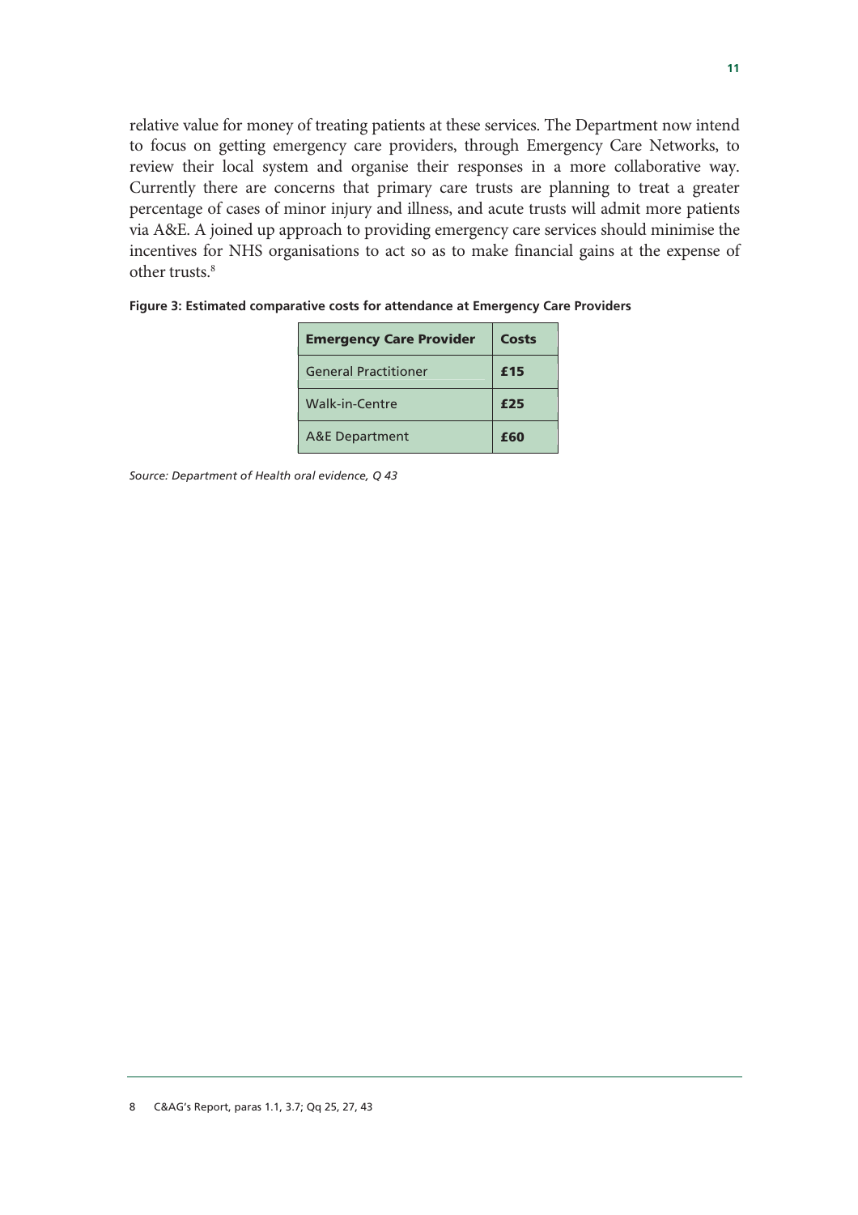relative value for money of treating patients at these services. The Department now intend to focus on getting emergency care providers, through Emergency Care Networks, to review their local system and organise their responses in a more collaborative way. Currently there are concerns that primary care trusts are planning to treat a greater percentage of cases of minor injury and illness, and acute trusts will admit more patients via A&E. A joined up approach to providing emergency care services should minimise the incentives for NHS organisations to act so as to make financial gains at the expense of other trusts.[8]

**Figure 3: Estimated comparative costs for attendance at Emergency Care Providers**

| Emergency Care Provider | Costs |
|---|---|
| General Practitioner | **£15** |
| Walk-in-Centre | **£25** |
| A&E Department | **£60** |

*Source: Department of Health oral evidence, Q 43*

---

8 C&AG's Report, paras 1.1, 3.7; Qq 25, 27, 43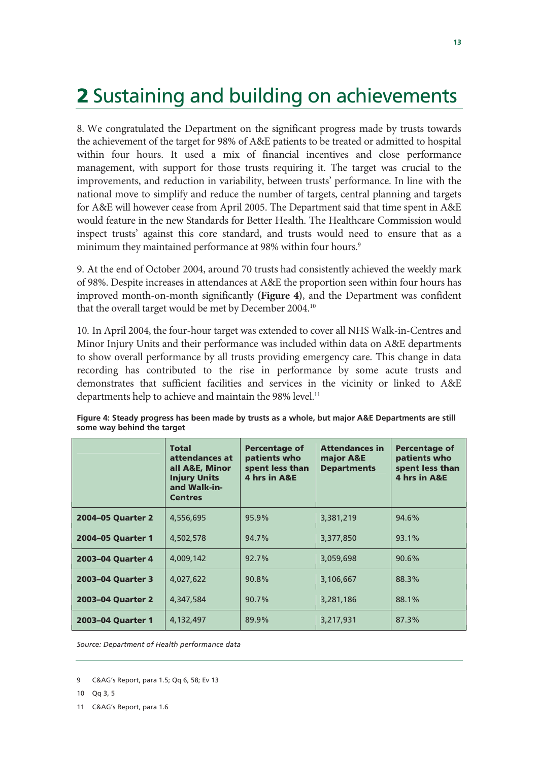# 2 Sustaining and building on achievements

8. We congratulated the Department on the significant progress made by trusts towards the achievement of the target for 98% of A&E patients to be treated or admitted to hospital within four hours. It used a mix of financial incentives and close performance management, with support for those trusts requiring it. The target was crucial to the improvements, and reduction in variability, between trusts' performance. In line with the national move to simplify and reduce the number of targets, central planning and targets for A&E will however cease from April 2005. The Department said that time spent in A&E would feature in the new Standards for Better Health. The Healthcare Commission would inspect trusts' against this core standard, and trusts would need to ensure that as a minimum they maintained performance at 98% within four hours.[9]

9. At the end of October 2004, around 70 trusts had consistently achieved the weekly mark of 98%. Despite increases in attendances at A&E the proportion seen within four hours has improved month-on-month significantly **(Figure 4)**, and the Department was confident that the overall target would be met by December 2004.[10]

10. In April 2004, the four-hour target was extended to cover all NHS Walk-in-Centres and Minor Injury Units and their performance was included within data on A&E departments to show overall performance by all trusts providing emergency care. This change in data recording has contributed to the rise in performance by some acute trusts and demonstrates that sufficient facilities and services in the vicinity or linked to A&E departments help to achieve and maintain the 98% level.[11]

**Figure 4: Steady progress has been made by trusts as a whole, but major A&E Departments are still some way behind the target**

| | Total attendances at all A&E, Minor Injury Units and Walk-in-Centres | Percentage of patients who spent less than 4 hrs in A&E | Attendances in major A&E Departments | Percentage of patients who spent less than 4 hrs in A&E |
|---|---|---|---|---|
| **2004–05 Quarter 2** | 4,556,695 | 95.9% | 3,381,219 | 94.6% |
| **2004–05 Quarter 1** | 4,502,578 | 94.7% | 3,377,850 | 93.1% |
| **2003–04 Quarter 4** | 4,009,142 | 92.7% | 3,059,698 | 90.6% |
| **2003–04 Quarter 3** | 4,027,622 | 90.8% | 3,106,667 | 88.3% |
| **2003–04 Quarter 2** | 4,347,584 | 90.7% | 3,281,186 | 88.1% |
| **2003–04 Quarter 1** | 4,132,497 | 89.9% | 3,217,931 | 87.3% |

*Source: Department of Health performance data*

9 C&AG's Report, para 1.5; Qq 6, 58; Ev 13

10 Qq 3, 5

11 C&AG's Report, para 1.6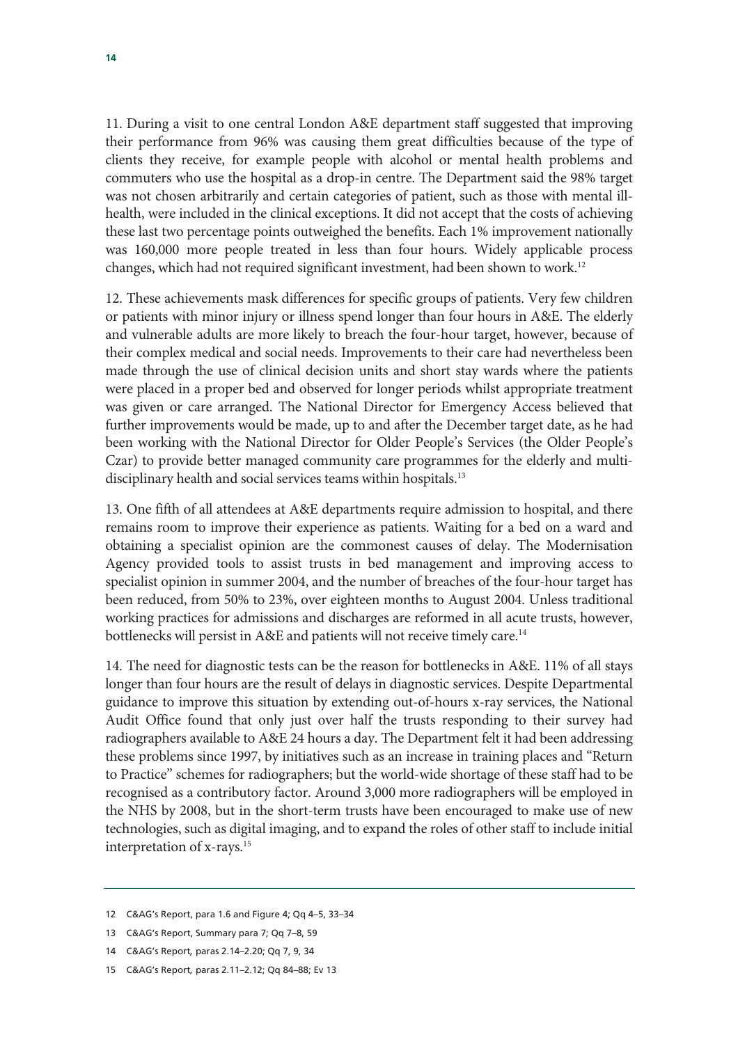11. During a visit to one central London A&E department staff suggested that improving their performance from 96% was causing them great difficulties because of the type of clients they receive, for example people with alcohol or mental health problems and commuters who use the hospital as a drop-in centre. The Department said the 98% target was not chosen arbitrarily and certain categories of patient, such as those with mental ill-health, were included in the clinical exceptions. It did not accept that the costs of achieving these last two percentage points outweighed the benefits. Each 1% improvement nationally was 160,000 more people treated in less than four hours. Widely applicable process changes, which had not required significant investment, had been shown to work.[12]

12. These achievements mask differences for specific groups of patients. Very few children or patients with minor injury or illness spend longer than four hours in A&E. The elderly and vulnerable adults are more likely to breach the four-hour target, however, because of their complex medical and social needs. Improvements to their care had nevertheless been made through the use of clinical decision units and short stay wards where the patients were placed in a proper bed and observed for longer periods whilst appropriate treatment was given or care arranged. The National Director for Emergency Access believed that further improvements would be made, up to and after the December target date, as he had been working with the National Director for Older People's Services (the Older People's Czar) to provide better managed community care programmes for the elderly and multi-disciplinary health and social services teams within hospitals.[13]

13. One fifth of all attendees at A&E departments require admission to hospital, and there remains room to improve their experience as patients. Waiting for a bed on a ward and obtaining a specialist opinion are the commonest causes of delay. The Modernisation Agency provided tools to assist trusts in bed management and improving access to specialist opinion in summer 2004, and the number of breaches of the four-hour target has been reduced, from 50% to 23%, over eighteen months to August 2004. Unless traditional working practices for admissions and discharges are reformed in all acute trusts, however, bottlenecks will persist in A&E and patients will not receive timely care.[14]

14. The need for diagnostic tests can be the reason for bottlenecks in A&E. 11% of all stays longer than four hours are the result of delays in diagnostic services. Despite Departmental guidance to improve this situation by extending out-of-hours x-ray services, the National Audit Office found that only just over half the trusts responding to their survey had radiographers available to A&E 24 hours a day. The Department felt it had been addressing these problems since 1997, by initiatives such as an increase in training places and "Return to Practice" schemes for radiographers; but the world-wide shortage of these staff had to be recognised as a contributory factor. Around 3,000 more radiographers will be employed in the NHS by 2008, but in the short-term trusts have been encouraged to make use of new technologies, such as digital imaging, and to expand the roles of other staff to include initial interpretation of x-rays.[15]

---

12 C&AG's Report, para 1.6 and Figure 4; Qq 4–5, 33–34

13 C&AG's Report, Summary para 7; Qq 7–8, 59

14 C&AG's Report, paras 2.14–2.20; Qq 7, 9, 34

15 C&AG's Report, paras 2.11–2.12; Qq 84–88; Ev 13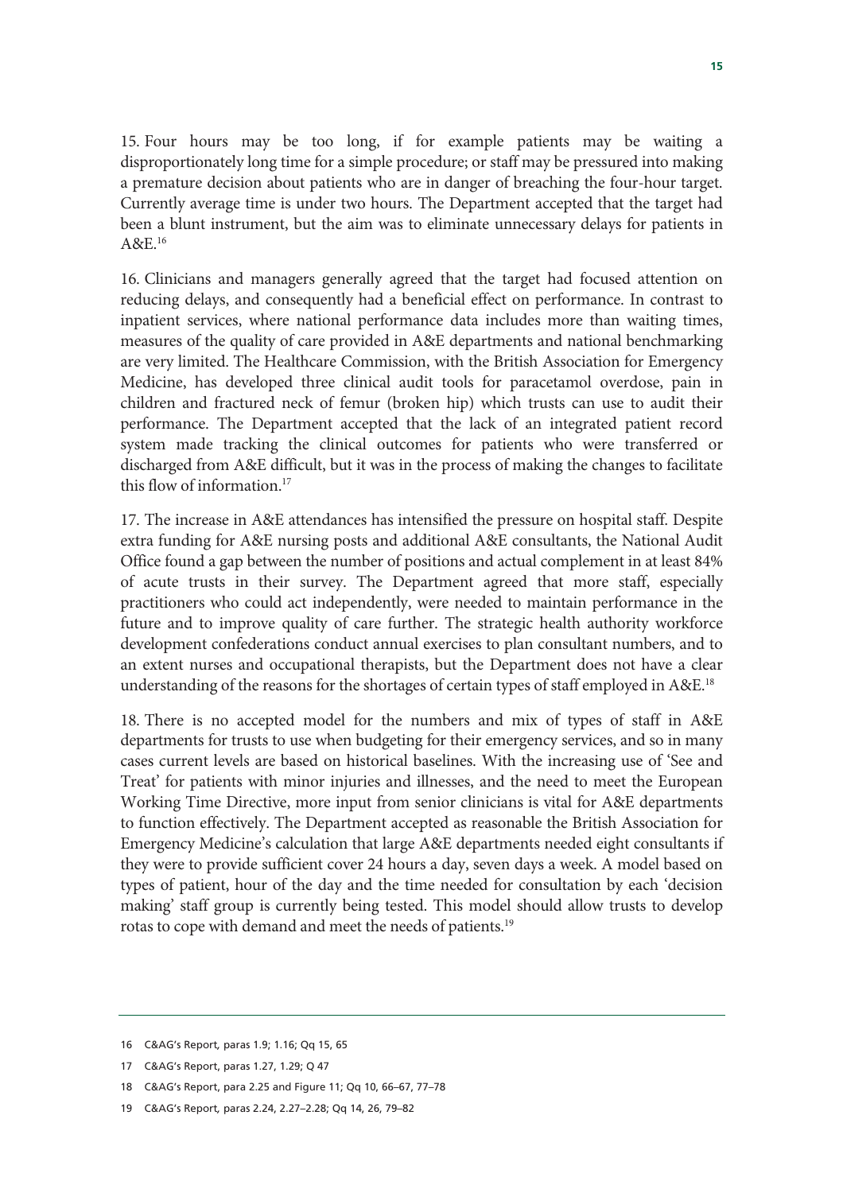15. Four hours may be too long, if for example patients may be waiting a disproportionately long time for a simple procedure; or staff may be pressured into making a premature decision about patients who are in danger of breaching the four-hour target. Currently average time is under two hours. The Department accepted that the target had been a blunt instrument, but the aim was to eliminate unnecessary delays for patients in A&E.[16]

16. Clinicians and managers generally agreed that the target had focused attention on reducing delays, and consequently had a beneficial effect on performance. In contrast to inpatient services, where national performance data includes more than waiting times, measures of the quality of care provided in A&E departments and national benchmarking are very limited. The Healthcare Commission, with the British Association for Emergency Medicine, has developed three clinical audit tools for paracetamol overdose, pain in children and fractured neck of femur (broken hip) which trusts can use to audit their performance. The Department accepted that the lack of an integrated patient record system made tracking the clinical outcomes for patients who were transferred or discharged from A&E difficult, but it was in the process of making the changes to facilitate this flow of information.[17]

17. The increase in A&E attendances has intensified the pressure on hospital staff. Despite extra funding for A&E nursing posts and additional A&E consultants, the National Audit Office found a gap between the number of positions and actual complement in at least 84% of acute trusts in their survey. The Department agreed that more staff, especially practitioners who could act independently, were needed to maintain performance in the future and to improve quality of care further. The strategic health authority workforce development confederations conduct annual exercises to plan consultant numbers, and to an extent nurses and occupational therapists, but the Department does not have a clear understanding of the reasons for the shortages of certain types of staff employed in A&E.[18]

18. There is no accepted model for the numbers and mix of types of staff in A&E departments for trusts to use when budgeting for their emergency services, and so in many cases current levels are based on historical baselines. With the increasing use of 'See and Treat' for patients with minor injuries and illnesses, and the need to meet the European Working Time Directive, more input from senior clinicians is vital for A&E departments to function effectively. The Department accepted as reasonable the British Association for Emergency Medicine's calculation that large A&E departments needed eight consultants if they were to provide sufficient cover 24 hours a day, seven days a week. A model based on types of patient, hour of the day and the time needed for consultation by each 'decision making' staff group is currently being tested. This model should allow trusts to develop rotas to cope with demand and meet the needs of patients.[19]

---

16 C&AG's Report, paras 1.9; 1.16; Qq 15, 65

17 C&AG's Report, paras 1.27, 1.29; Q 47

18 C&AG's Report, para 2.25 and Figure 11; Qq 10, 66–67, 77–78

19 C&AG's Report, paras 2.24, 2.27–2.28; Qq 14, 26, 79–82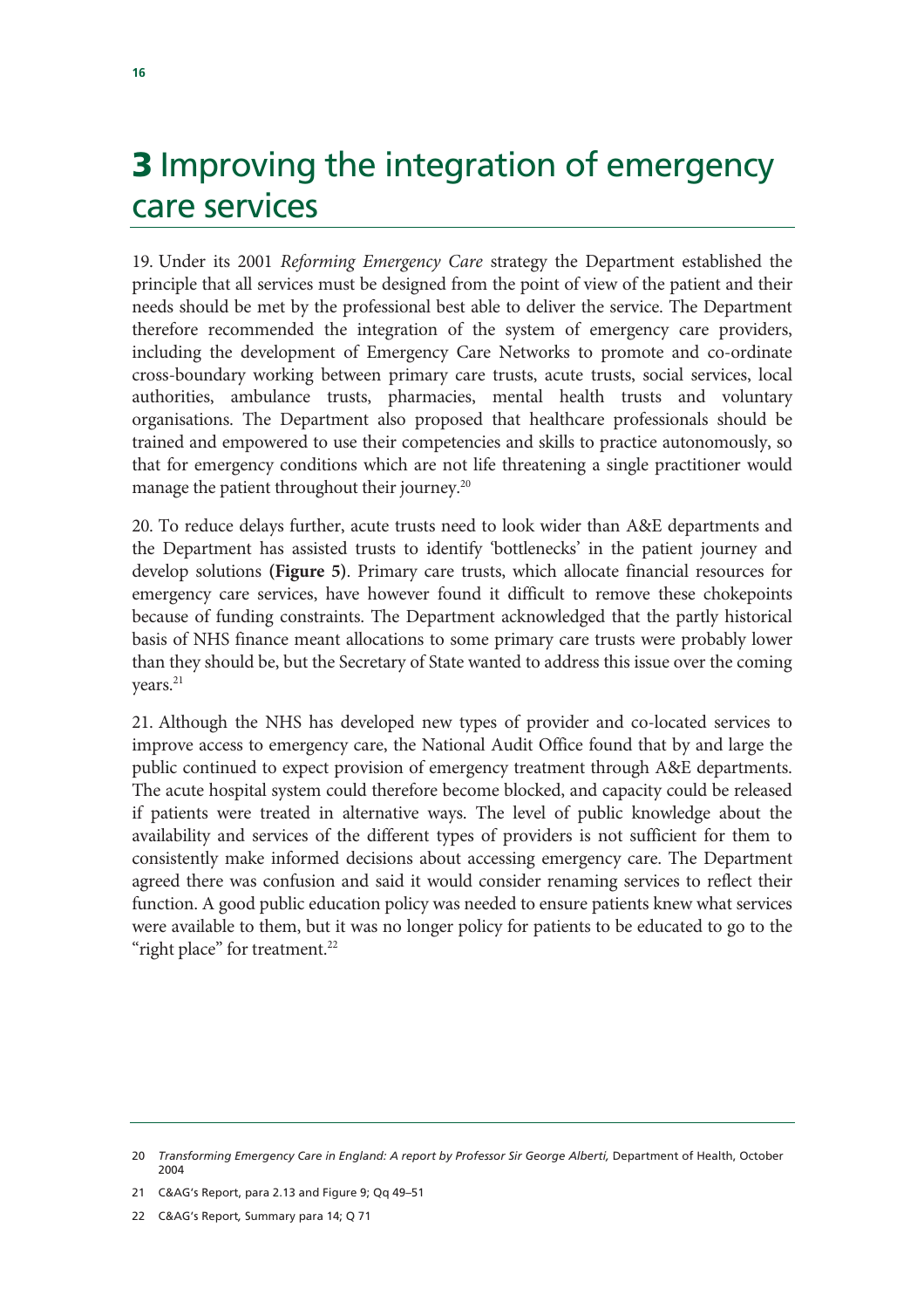# 3 Improving the integration of emergency care services

19. Under its 2001 *Reforming Emergency Care* strategy the Department established the principle that all services must be designed from the point of view of the patient and their needs should be met by the professional best able to deliver the service. The Department therefore recommended the integration of the system of emergency care providers, including the development of Emergency Care Networks to promote and co-ordinate cross-boundary working between primary care trusts, acute trusts, social services, local authorities, ambulance trusts, pharmacies, mental health trusts and voluntary organisations. The Department also proposed that healthcare professionals should be trained and empowered to use their competencies and skills to practice autonomously, so that for emergency conditions which are not life threatening a single practitioner would manage the patient throughout their journey.[20]

20. To reduce delays further, acute trusts need to look wider than A&E departments and the Department has assisted trusts to identify 'bottlenecks' in the patient journey and develop solutions **(Figure 5)**. Primary care trusts, which allocate financial resources for emergency care services, have however found it difficult to remove these chokepoints because of funding constraints. The Department acknowledged that the partly historical basis of NHS finance meant allocations to some primary care trusts were probably lower than they should be, but the Secretary of State wanted to address this issue over the coming years.[21]

21. Although the NHS has developed new types of provider and co-located services to improve access to emergency care, the National Audit Office found that by and large the public continued to expect provision of emergency treatment through A&E departments. The acute hospital system could therefore become blocked, and capacity could be released if patients were treated in alternative ways. The level of public knowledge about the availability and services of the different types of providers is not sufficient for them to consistently make informed decisions about accessing emergency care. The Department agreed there was confusion and said it would consider renaming services to reflect their function. A good public education policy was needed to ensure patients knew what services were available to them, but it was no longer policy for patients to be educated to go to the "right place" for treatment.[22]

---

20 *Transforming Emergency Care in England: A report by Professor Sir George Alberti,* Department of Health, October 2004

21 C&AG's Report, para 2.13 and Figure 9; Qq 49–51

22 C&AG's Report, Summary para 14; Q 71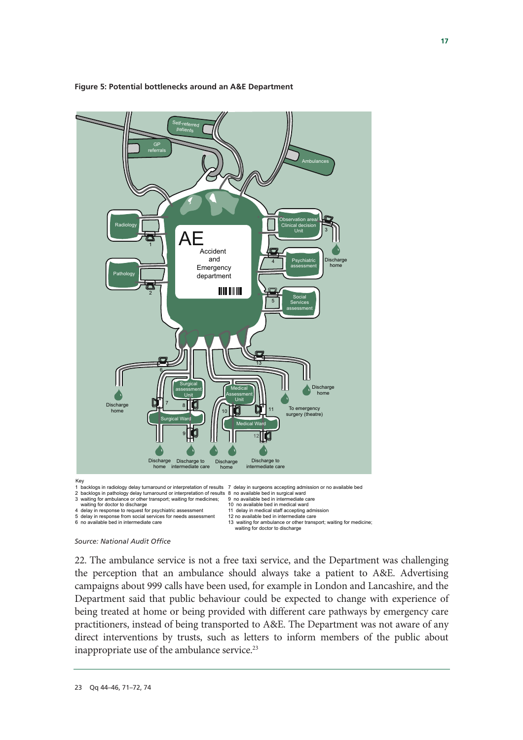**Figure 5: Potential bottlenecks around an A&E Department**

Key

1 backlogs in radiology delay turnaround or interpretation of results
2 backlogs in pathology delay turnaround or interpretation of results
3 waiting for ambulance or other transport; waiting for medicines; waiting for doctor to discharge
4 delay in response to request for psychiatric assessment
5 delay in response from social services for needs assessment
6 no available bed in intermediate care
7 delay in surgeons accepting admission or no available bed
8 no available bed in surgical ward
9 no available bed in intermediate care
10 no available bed in medical ward
11 delay in medical staff accepting admission
12 no available bed in intermediate care
13 waiting for ambulance or other transport; waiting for medicine; waiting for doctor to discharge

*Source: National Audit Office*

22. The ambulance service is not a free taxi service, and the Department was challenging the perception that an ambulance should always take a patient to A&E. Advertising campaigns about 999 calls have been used, for example in London and Lancashire, and the Department said that public behaviour could be expected to change with experience of being treated at home or being provided with different care pathways by emergency care practitioners, instead of being transported to A&E. The Department was not aware of any direct interventions by trusts, such as letters to inform members of the public about inappropriate use of the ambulance service.[23]

23 Qq 44–46, 71–72, 74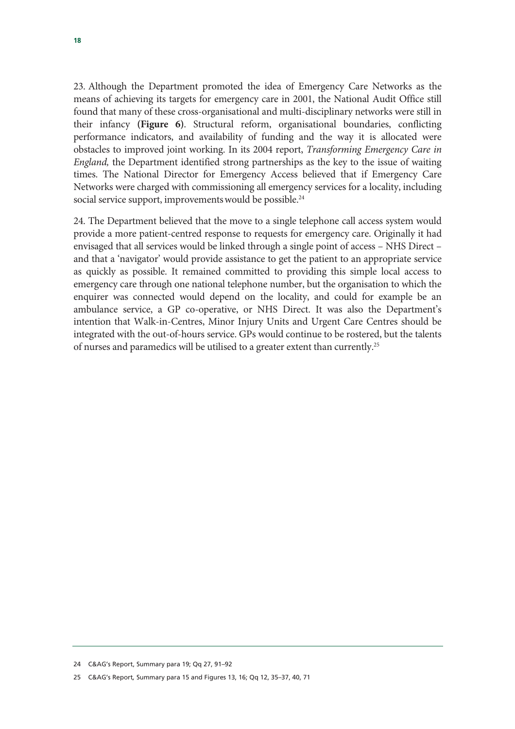23. Although the Department promoted the idea of Emergency Care Networks as the means of achieving its targets for emergency care in 2001, the National Audit Office still found that many of these cross-organisational and multi-disciplinary networks were still in their infancy **(Figure 6)**. Structural reform, organisational boundaries, conflicting performance indicators, and availability of funding and the way it is allocated were obstacles to improved joint working. In its 2004 report, *Transforming Emergency Care in England,* the Department identified strong partnerships as the key to the issue of waiting times. The National Director for Emergency Access believed that if Emergency Care Networks were charged with commissioning all emergency services for a locality, including social service support, improvements would be possible.[24]

24. The Department believed that the move to a single telephone call access system would provide a more patient-centred response to requests for emergency care. Originally it had envisaged that all services would be linked through a single point of access – NHS Direct – and that a 'navigator' would provide assistance to get the patient to an appropriate service as quickly as possible. It remained committed to providing this simple local access to emergency care through one national telephone number, but the organisation to which the enquirer was connected would depend on the locality, and could for example be an ambulance service, a GP co-operative, or NHS Direct. It was also the Department's intention that Walk-in-Centres, Minor Injury Units and Urgent Care Centres should be integrated with the out-of-hours service. GPs would continue to be rostered, but the talents of nurses and paramedics will be utilised to a greater extent than currently.[25]

---

24 C&AG's Report, Summary para 19; Qq 27, 91–92

25 C&AG's Report, Summary para 15 and Figures 13, 16; Qq 12, 35–37, 40, 71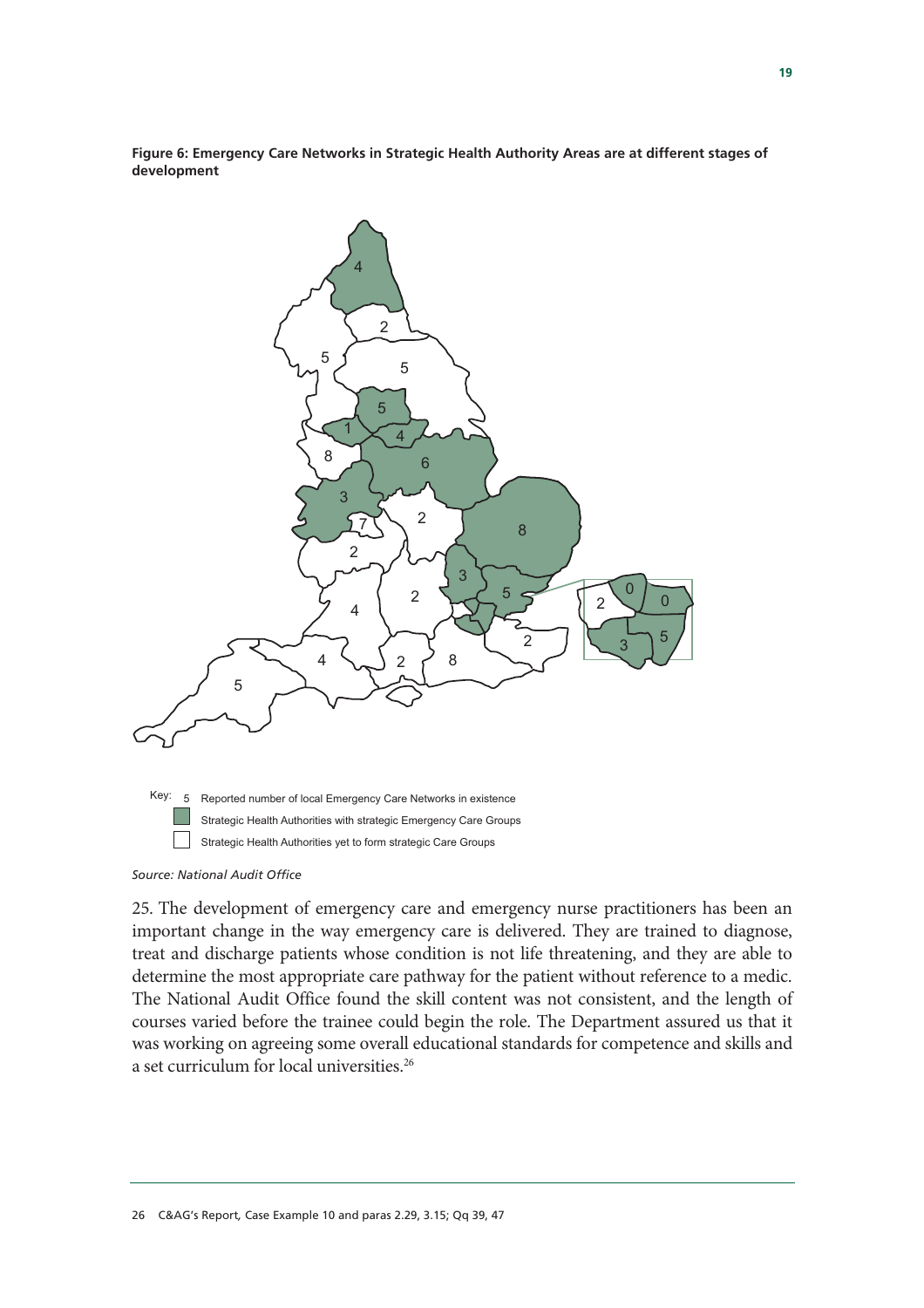**Figure 6: Emergency Care Networks in Strategic Health Authority Areas are at different stages of development**

Key: 5 Reported number of local Emergency Care Networks in existence

Strategic Health Authorities with strategic Emergency Care Groups

Strategic Health Authorities yet to form strategic Care Groups

*Source: National Audit Office*

25. The development of emergency care and emergency nurse practitioners has been an important change in the way emergency care is delivered. They are trained to diagnose, treat and discharge patients whose condition is not life threatening, and they are able to determine the most appropriate care pathway for the patient without reference to a medic. The National Audit Office found the skill content was not consistent, and the length of courses varied before the trainee could begin the role. The Department assured us that it was working on agreeing some overall educational standards for competence and skills and a set curriculum for local universities.[26]

26 C&AG's Report, Case Example 10 and paras 2.29, 3.15; Qq 39, 47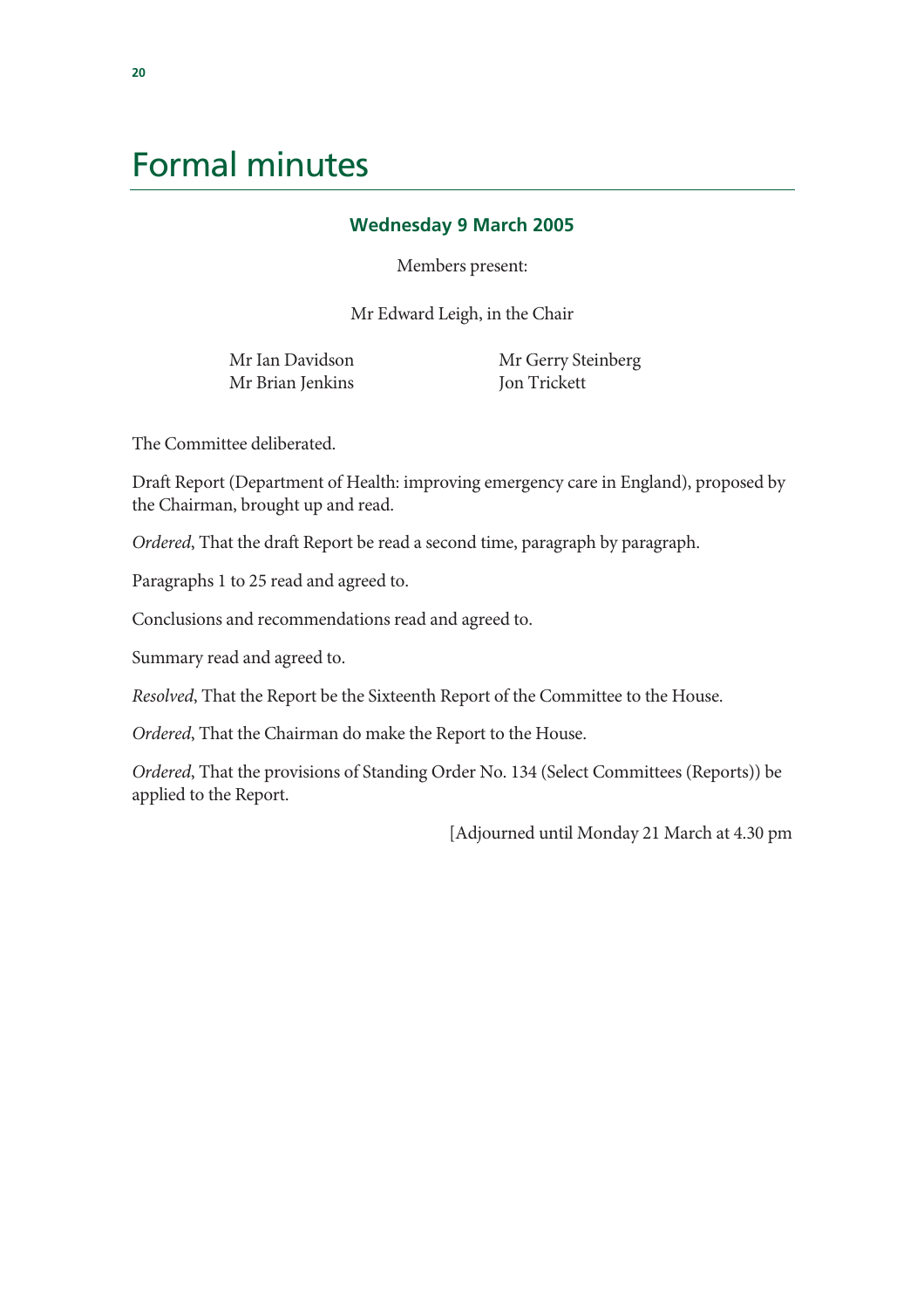# Formal minutes

### Wednesday 9 March 2005

Members present:

Mr Edward Leigh, in the Chair

Mr Ian Davidson
Mr Brian Jenkins
Mr Gerry Steinberg
Jon Trickett

The Committee deliberated.

Draft Report (Department of Health: improving emergency care in England), proposed by the Chairman, brought up and read.

*Ordered*, That the draft Report be read a second time, paragraph by paragraph.

Paragraphs 1 to 25 read and agreed to.

Conclusions and recommendations read and agreed to.

Summary read and agreed to.

*Resolved*, That the Report be the Sixteenth Report of the Committee to the House.

*Ordered*, That the Chairman do make the Report to the House.

*Ordered*, That the provisions of Standing Order No. 134 (Select Committees (Reports)) be applied to the Report.

[Adjourned until Monday 21 March at 4.30 pm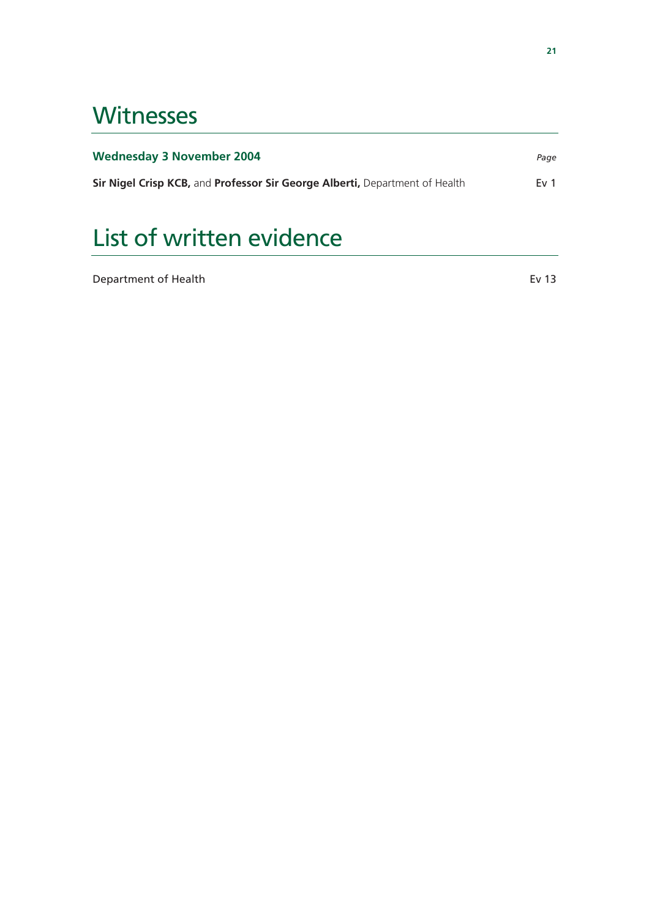# Witnesses

| **Wednesday 3 November 2004** | *Page* |
| --- | --- |
| **Sir Nigel Crisp KCB,** and **Professor Sir George Alberti,** Department of Health | Ev 1 |

# List of written evidence

| | |
| --- | --- |
| Department of Health | Ev 13 |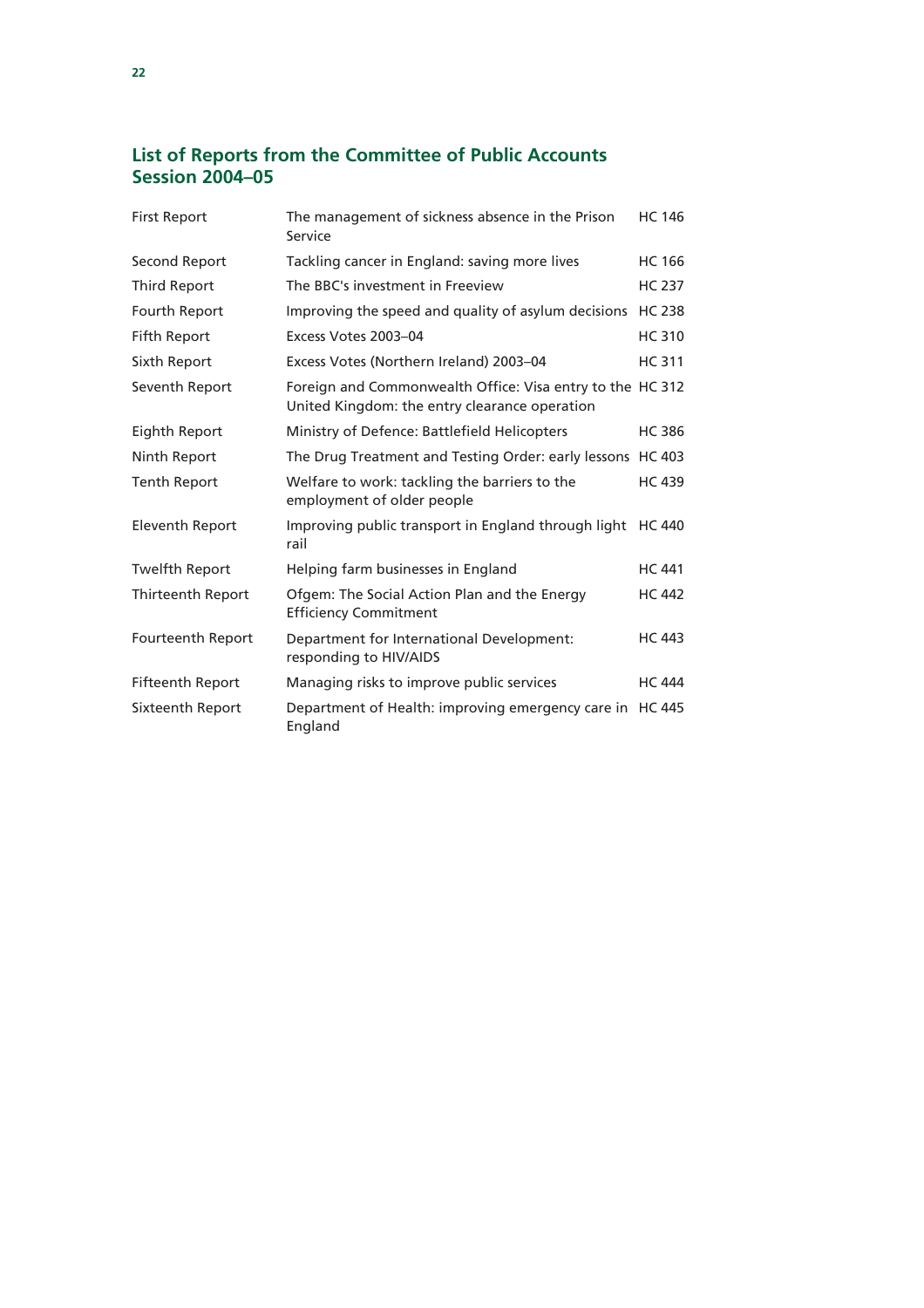## List of Reports from the Committee of Public Accounts Session 2004–05

| | | |
|---|---|---|
| First Report | The management of sickness absence in the Prison Service | HC 146 |
| Second Report | Tackling cancer in England: saving more lives | HC 166 |
| Third Report | The BBC's investment in Freeview | HC 237 |
| Fourth Report | Improving the speed and quality of asylum decisions | HC 238 |
| Fifth Report | Excess Votes 2003–04 | HC 310 |
| Sixth Report | Excess Votes (Northern Ireland) 2003–04 | HC 311 |
| Seventh Report | Foreign and Commonwealth Office: Visa entry to the United Kingdom: the entry clearance operation | HC 312 |
| Eighth Report | Ministry of Defence: Battlefield Helicopters | HC 386 |
| Ninth Report | The Drug Treatment and Testing Order: early lessons | HC 403 |
| Tenth Report | Welfare to work: tackling the barriers to the employment of older people | HC 439 |
| Eleventh Report | Improving public transport in England through light rail | HC 440 |
| Twelfth Report | Helping farm businesses in England | HC 441 |
| Thirteenth Report | Ofgem: The Social Action Plan and the Energy Efficiency Commitment | HC 442 |
| Fourteenth Report | Department for International Development: responding to HIV/AIDS | HC 443 |
| Fifteenth Report | Managing risks to improve public services | HC 444 |
| Sixteenth Report | Department of Health: improving emergency care in England | HC 445 |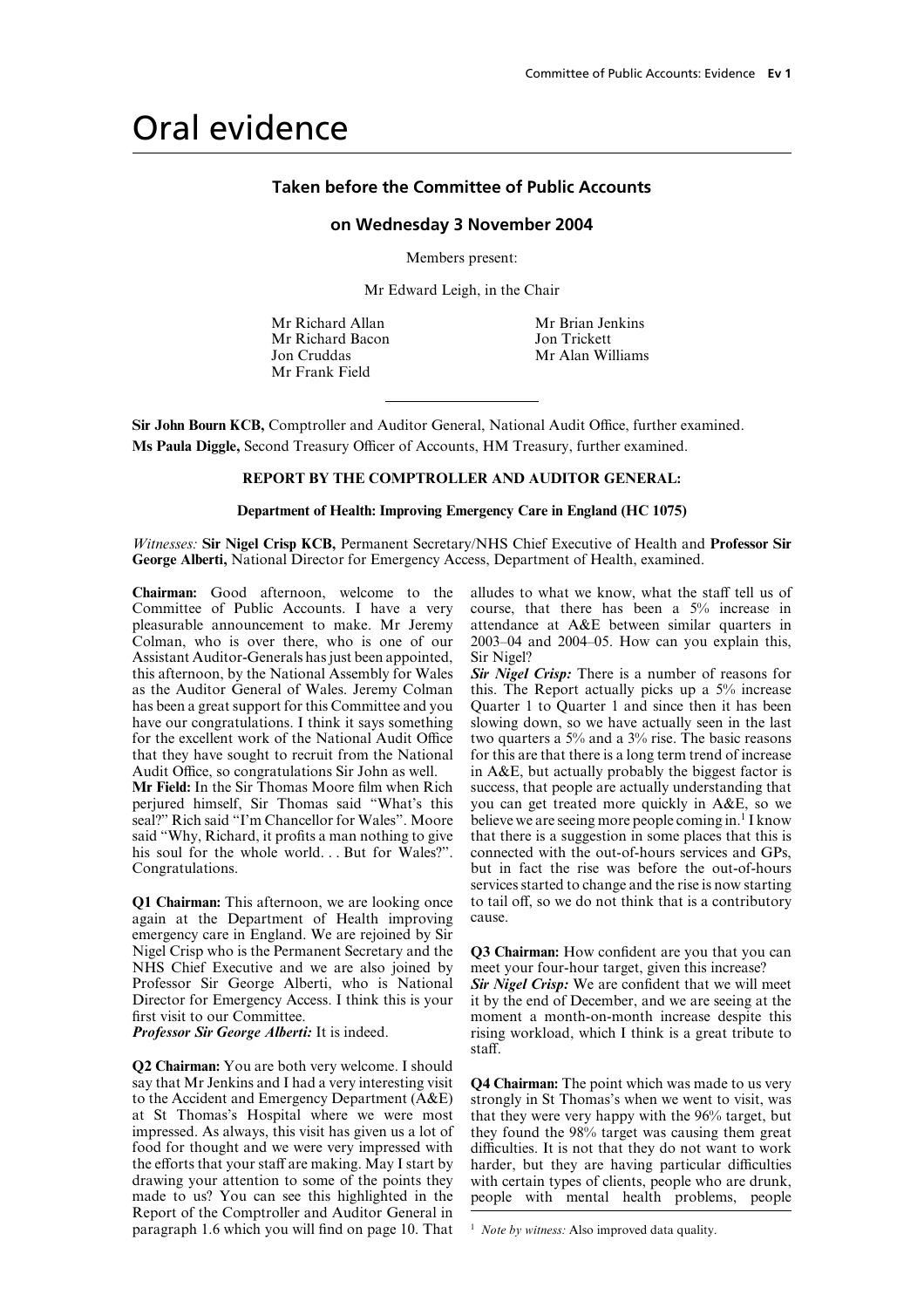# Oral evidence

## Taken before the Committee of Public Accounts

### on Wednesday 3 November 2004

Members present:

Mr Edward Leigh, in the Chair

Mr Richard Allan
Mr Richard Bacon
Jon Cruddas
Mr Frank Field
Mr Brian Jenkins
Jon Trickett
Mr Alan Williams

---

**Sir John Bourn KCB,** Comptroller and Auditor General, National Audit Office, further examined.
**Ms Paula Diggle,** Second Treasury Officer of Accounts, HM Treasury, further examined.

**REPORT BY THE COMPTROLLER AND AUDITOR GENERAL:**

**Department of Health: Improving Emergency Care in England (HC 1075)**

*Witnesses:* **Sir Nigel Crisp KCB,** Permanent Secretary/NHS Chief Executive of Health and **Professor Sir George Alberti,** National Director for Emergency Access, Department of Health, examined.

**Chairman:** Good afternoon, welcome to the Committee of Public Accounts. I have a very pleasurable announcement to make. Mr Jeremy Colman, who is over there, who is one of our Assistant Auditor-Generals has just been appointed, this afternoon, by the National Assembly for Wales as the Auditor General of Wales. Jeremy Colman has been a great support for this Committee and you have our congratulations. I think it says something for the excellent work of the National Audit Office that they have sought to recruit from the National Audit Office, so congratulations Sir John as well.

**Mr Field:** In the Sir Thomas Moore film when Rich perjured himself, Sir Thomas said "What's this seal?" Rich said "I'm Chancellor for Wales". Moore said "Why, Richard, it profits a man nothing to give his soul for the whole world. . . But for Wales?". Congratulations.

**Q1 Chairman:** This afternoon, we are looking once again at the Department of Health improving emergency care in England. We are rejoined by Sir Nigel Crisp who is the Permanent Secretary and the NHS Chief Executive and we are also joined by Professor Sir George Alberti, who is National Director for Emergency Access. I think this is your first visit to our Committee.

***Professor Sir George Alberti:*** It is indeed.

**Q2 Chairman:** You are both very welcome. I should say that Mr Jenkins and I had a very interesting visit to the Accident and Emergency Department (A&E) at St Thomas's Hospital where we were most impressed. As always, this visit has given us a lot of food for thought and we were very impressed with the efforts that your staff are making. May I start by drawing your attention to some of the points they made to us? You can see this highlighted in the Report of the Comptroller and Auditor General in paragraph 1.6 which you will find on page 10. That alludes to what we know, what the staff tell us of course, that there has been a 5% increase in attendance at A&E between similar quarters in 2003–04 and 2004–05. How can you explain this, Sir Nigel?

***Sir Nigel Crisp:*** There is a number of reasons for this. The Report actually picks up a 5% increase Quarter 1 to Quarter 1 and since then it has been slowing down, so we have actually seen in the last two quarters a 5% and a 3% rise. The basic reasons for this are that there is a long term trend of increase in A&E, but actually probably the biggest factor is success, that people are actually understanding that you can get treated more quickly in A&E, so we believe we are seeing more people coming in.[1] I know that there is a suggestion in some places that this is connected with the out-of-hours services and GPs, but in fact the rise was before the out-of-hours services started to change and the rise is now starting to tail off, so we do not think that is a contributory cause.

**Q3 Chairman:** How confident are you that you can meet your four-hour target, given this increase?

***Sir Nigel Crisp:*** We are confident that we will meet it by the end of December, and we are seeing at the moment a month-on-month increase despite this rising workload, which I think is a great tribute to staff.

**Q4 Chairman:** The point which was made to us very strongly in St Thomas's when we went to visit, was that they were very happy with the 96% target, but they found the 98% target was causing them great difficulties. It is not that they do not want to work harder, but they are having particular difficulties with certain types of clients, people who are drunk, people with mental health problems, people

[1] *Note by witness:* Also improved data quality.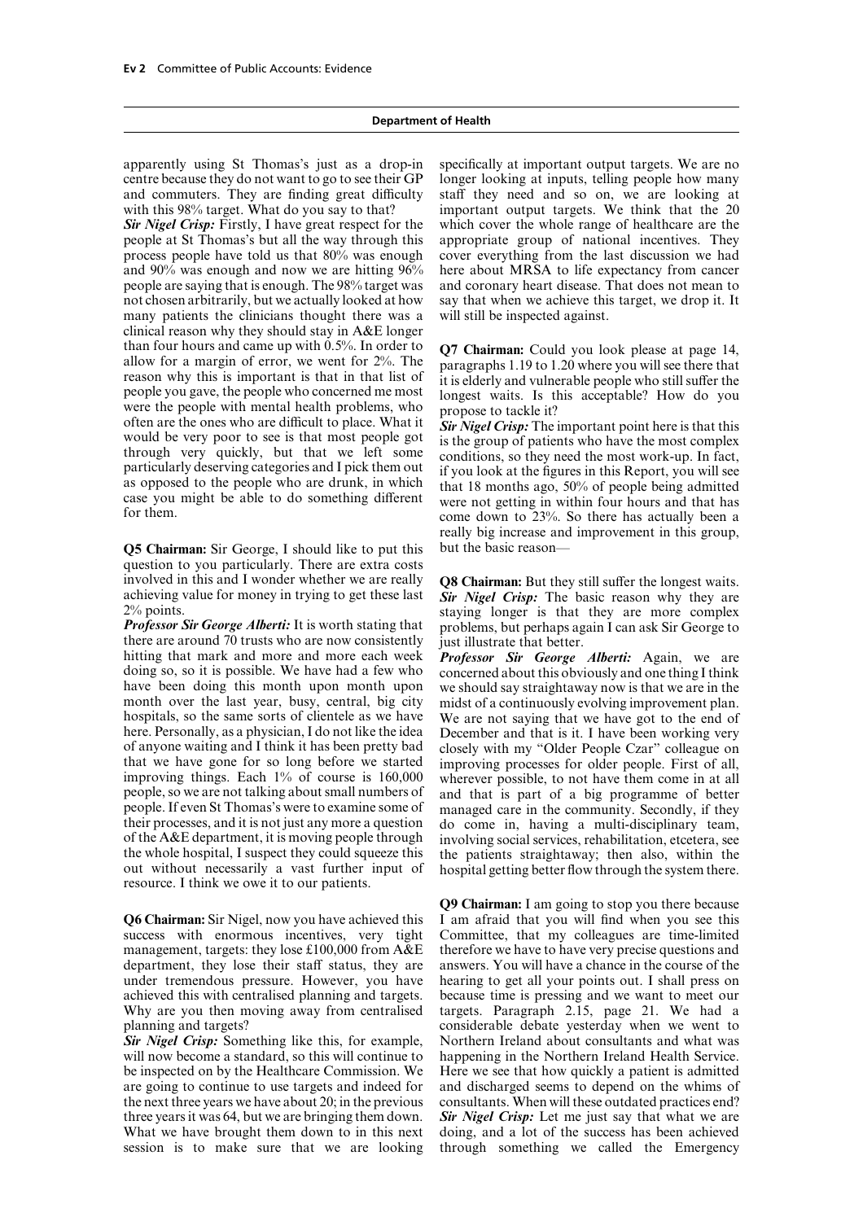apparently using St Thomas's just as a drop-in centre because they do not want to go to see their GP and commuters. They are finding great difficulty with this 98% target. What do you say to that?

***Sir Nigel Crisp:*** Firstly, I have great respect for the people at St Thomas's but all the way through this process people have told us that 80% was enough and 90% was enough and now we are hitting 96% people are saying that is enough. The 98% target was not chosen arbitrarily, but we actually looked at how many patients the clinicians thought there was a clinical reason why they should stay in A&E longer than four hours and came up with 0.5%. In order to allow for a margin of error, we went for 2%. The reason why this is important is that in that list of people you gave, the people who concerned me most were the people with mental health problems, who often are the ones who are difficult to place. What it would be very poor to see is that most people got through very quickly, but that we left some particularly deserving categories and I pick them out as opposed to the people who are drunk, in which case you might be able to do something different for them.

**Q5 Chairman:** Sir George, I should like to put this question to you particularly. There are extra costs involved in this and I wonder whether we are really achieving value for money in trying to get these last 2% points.

***Professor Sir George Alberti:*** It is worth stating that there are around 70 trusts who are now consistently hitting that mark and more and more each week doing so, so it is possible. We have had a few who have been doing this month upon month upon month over the last year, busy, central, big city hospitals, so the same sorts of clientele as we have here. Personally, as a physician, I do not like the idea of anyone waiting and I think it has been pretty bad that we have gone for so long before we started improving things. Each 1% of course is 160,000 people, so we are not talking about small numbers of people. If even St Thomas's were to examine some of their processes, and it is not just any more a question of the A&E department, it is moving people through the whole hospital, I suspect they could squeeze this out without necessarily a vast further input of resource. I think we owe it to our patients.

**Q6 Chairman:** Sir Nigel, now you have achieved this success with enormous incentives, very tight management, targets: they lose £100,000 from A&E department, they lose their staff status, they are under tremendous pressure. However, you have achieved this with centralised planning and targets. Why are you then moving away from centralised planning and targets?

***Sir Nigel Crisp:*** Something like this, for example, will now become a standard, so this will continue to be inspected on by the Healthcare Commission. We are going to continue to use targets and indeed for the next three years we have about 20; in the previous three years it was 64, but we are bringing them down. What we have brought them down to in this next session is to make sure that we are looking specifically at important output targets. We are no longer looking at inputs, telling people how many staff they need and so on, we are looking at important output targets. We think that the 20 which cover the whole range of healthcare are the appropriate group of national incentives. They cover everything from the last discussion we had here about MRSA to life expectancy from cancer and coronary heart disease. That does not mean to say that when we achieve this target, we drop it. It will still be inspected against.

**Q7 Chairman:** Could you look please at page 14, paragraphs 1.19 to 1.20 where you will see there that it is elderly and vulnerable people who still suffer the longest waits. Is this acceptable? How do you propose to tackle it?

***Sir Nigel Crisp:*** The important point here is that this is the group of patients who have the most complex conditions, so they need the most work-up. In fact, if you look at the figures in this Report, you will see that 18 months ago, 50% of people being admitted were not getting in within four hours and that has come down to 23%. So there has actually been a really big increase and improvement in this group, but the basic reason—

**Q8 Chairman:** But they still suffer the longest waits.

***Sir Nigel Crisp:*** The basic reason why they are staying longer is that they are more complex problems, but perhaps again I can ask Sir George to just illustrate that better.

***Professor Sir George Alberti:*** Again, we are concerned about this obviously and one thing I think we should say straightaway now is that we are in the midst of a continuously evolving improvement plan. We are not saying that we have got to the end of December and that is it. I have been working very closely with my "Older People Czar" colleague on improving processes for older people. First of all, wherever possible, to not have them come in at all and that is part of a big programme of better managed care in the community. Secondly, if they do come in, having a multi-disciplinary team, involving social services, rehabilitation, etcetera, see the patients straightaway; then also, within the hospital getting better flow through the system there.

**Q9 Chairman:** I am going to stop you there because I am afraid that you will find when you see this Committee, that my colleagues are time-limited therefore we have to have very precise questions and answers. You will have a chance in the course of the hearing to get all your points out. I shall press on because time is pressing and we want to meet our targets. Paragraph 2.15, page 21. We had a considerable debate yesterday when we went to Northern Ireland about consultants and what was happening in the Northern Ireland Health Service. Here we see that how quickly a patient is admitted and discharged seems to depend on the whims of consultants. When will these outdated practices end?

***Sir Nigel Crisp:*** Let me just say that what we are doing, and a lot of the success has been achieved through something we called the Emergency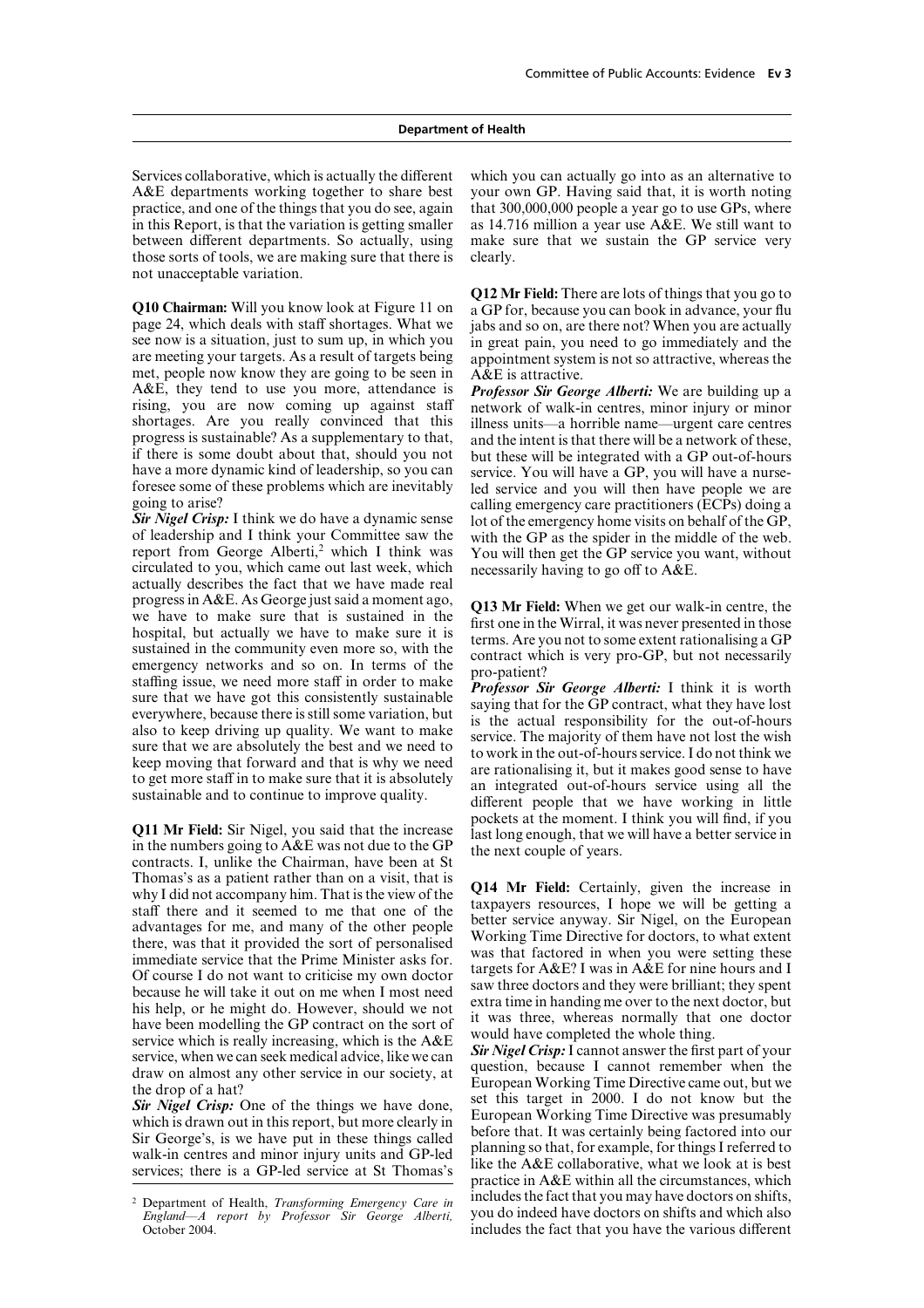Services collaborative, which is actually the different A&E departments working together to share best practice, and one of the things that you do see, again in this Report, is that the variation is getting smaller between different departments. So actually, using those sorts of tools, we are making sure that there is not unacceptable variation.

**Q10 Chairman:** Will you know look at Figure 11 on page 24, which deals with staff shortages. What we see now is a situation, just to sum up, in which you are meeting your targets. As a result of targets being met, people now know they are going to be seen in A&E, they tend to use you more, attendance is rising, you are now coming up against staff shortages. Are you really convinced that this progress is sustainable? As a supplementary to that, if there is some doubt about that, should you not have a more dynamic kind of leadership, so you can foresee some of these problems which are inevitably going to arise?

***Sir Nigel Crisp:*** I think we do have a dynamic sense of leadership and I think your Committee saw the report from George Alberti,[2] which I think was circulated to you, which came out last week, which actually describes the fact that we have made real progress in A&E. As George just said a moment ago, we have to make sure that is sustained in the hospital, but actually we have to make sure it is sustained in the community even more so, with the emergency networks and so on. In terms of the staffing issue, we need more staff in order to make sure that we have got this consistently sustainable everywhere, because there is still some variation, but also to keep driving up quality. We want to make sure that we are absolutely the best and we need to keep moving that forward and that is why we need to get more staff in to make sure that it is absolutely sustainable and to continue to improve quality.

**Q11 Mr Field:** Sir Nigel, you said that the increase in the numbers going to A&E was not due to the GP contracts. I, unlike the Chairman, have been at St Thomas's as a patient rather than on a visit, that is why I did not accompany him. That is the view of the staff there and it seemed to me that one of the advantages for me, and many of the other people there, was that it provided the sort of personalised immediate service that the Prime Minister asks for. Of course I do not want to criticise my own doctor because he will take it out on me when I most need his help, or he might do. However, should we not have been modelling the GP contract on the sort of service which is really increasing, which is the A&E service, when we can seek medical advice, like we can draw on almost any other service in our society, at the drop of a hat?

***Sir Nigel Crisp:*** One of the things we have done, which is drawn out in this report, but more clearly in Sir George's, is we have put in these things called walk-in centres and minor injury units and GP-led services; there is a GP-led service at St Thomas's which you can actually go into as an alternative to your own GP. Having said that, it is worth noting that 300,000,000 people a year go to use GPs, where as 14.716 million a year use A&E. We still want to make sure that we sustain the GP service very clearly.

**Q12 Mr Field:** There are lots of things that you go to a GP for, because you can book in advance, your flu jabs and so on, are there not? When you are actually in great pain, you need to go immediately and the appointment system is not so attractive, whereas the A&E is attractive.

***Professor Sir George Alberti:*** We are building up a network of walk-in centres, minor injury or minor illness units—a horrible name—urgent care centres and the intent is that there will be a network of these, but these will be integrated with a GP out-of-hours service. You will have a GP, you will have a nurse-led service and you will then have people we are calling emergency care practitioners (ECPs) doing a lot of the emergency home visits on behalf of the GP, with the GP as the spider in the middle of the web. You will then get the GP service you want, without necessarily having to go off to A&E.

**Q13 Mr Field:** When we get our walk-in centre, the first one in the Wirral, it was never presented in those terms. Are you not to some extent rationalising a GP contract which is very pro-GP, but not necessarily pro-patient?

***Professor Sir George Alberti:*** I think it is worth saying that for the GP contract, what they have lost is the actual responsibility for the out-of-hours service. The majority of them have not lost the wish to work in the out-of-hours service. I do not think we are rationalising it, but it makes good sense to have an integrated out-of-hours service using all the different people that we have working in little pockets at the moment. I think you will find, if you last long enough, that we will have a better service in the next couple of years.

**Q14 Mr Field:** Certainly, given the increase in taxpayers resources, I hope we will be getting a better service anyway. Sir Nigel, on the European Working Time Directive for doctors, to what extent was that factored in when you were setting these targets for A&E? I was in A&E for nine hours and I saw three doctors and they were brilliant; they spent extra time in handing me over to the next doctor, but it was three, whereas normally that one doctor would have completed the whole thing.

***Sir Nigel Crisp:*** I cannot answer the first part of your question, because I cannot remember when the European Working Time Directive came out, but we set this target in 2000. I do not know but the European Working Time Directive was presumably before that. It was certainly being factored into our planning so that, for example, for things I referred to like the A&E collaborative, what we look at is best practice in A&E within all the circumstances, which includes the fact that you may have doctors on shifts, you do indeed have doctors on shifts and which also includes the fact that you have the various different

[2] Department of Health, *Transforming Emergency Care in England—A report by Professor Sir George Alberti*, October 2004.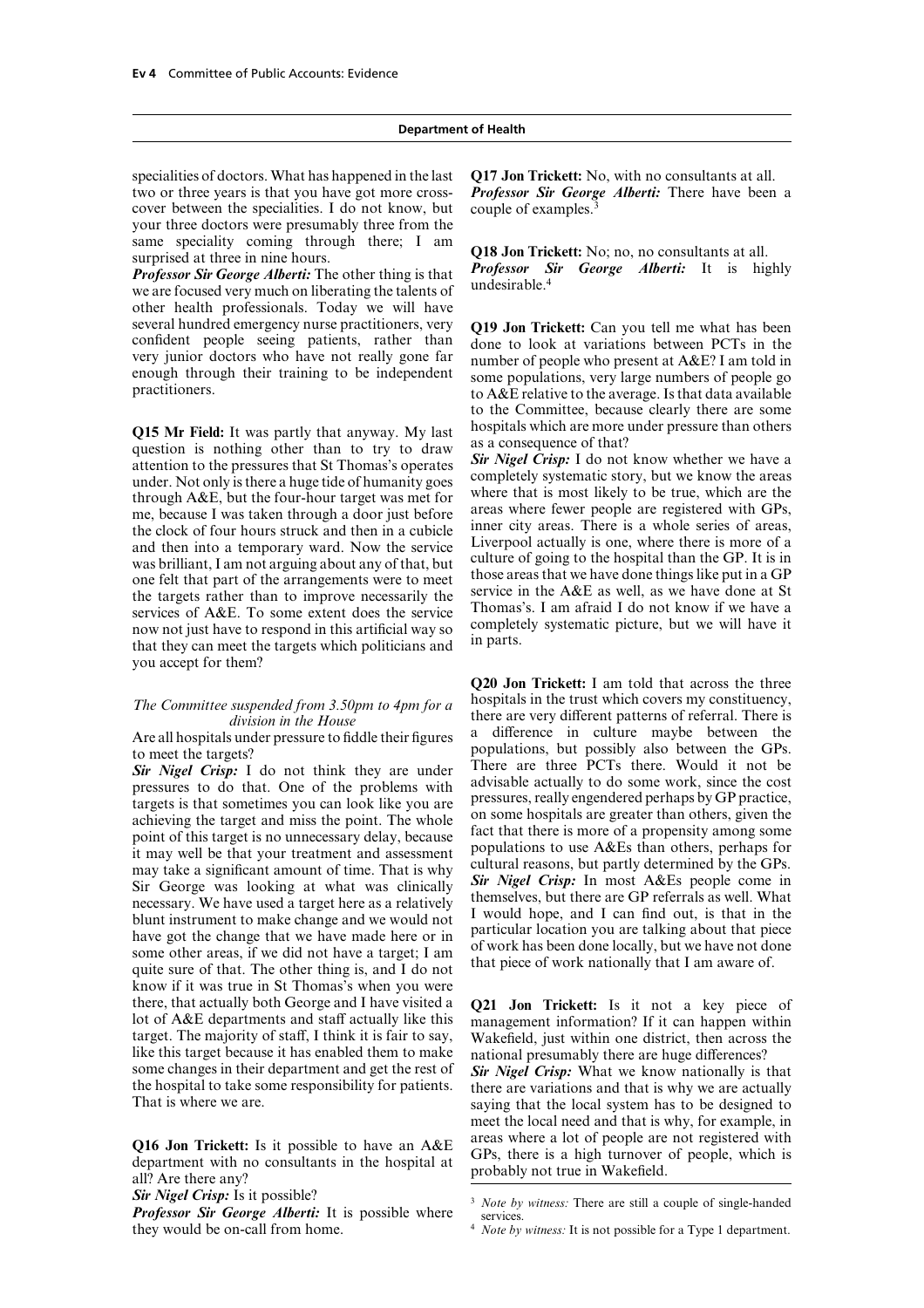specialities of doctors. What has happened in the last two or three years is that you have got more cross-cover between the specialities. I do not know, but your three doctors were presumably three from the same speciality coming through there; I am surprised at three in nine hours.

***Professor Sir George Alberti:*** The other thing is that we are focused very much on liberating the talents of other health professionals. Today we will have several hundred emergency nurse practitioners, very confident people seeing patients, rather than very junior doctors who have not really gone far enough through their training to be independent practitioners.

**Q15 Mr Field:** It was partly that anyway. My last question is nothing other than to try to draw attention to the pressures that St Thomas's operates under. Not only is there a huge tide of humanity goes through A&E, but the four-hour target was met for me, because I was taken through a door just before the clock of four hours struck and then in a cubicle and then into a temporary ward. Now the service was brilliant, I am not arguing about any of that, but one felt that part of the arrangements were to meet the targets rather than to improve necessarily the services of A&E. To some extent does the service now not just have to respond in this artificial way so that they can meet the targets which politicians and you accept for them?

*The Committee suspended from 3.50pm to 4pm for a division in the House*

Are all hospitals under pressure to fiddle their figures to meet the targets?

***Sir Nigel Crisp:*** I do not think they are under pressures to do that. One of the problems with targets is that sometimes you can look like you are achieving the target and miss the point. The whole point of this target is no unnecessary delay, because it may well be that your treatment and assessment may take a significant amount of time. That is why Sir George was looking at what was clinically necessary. We have used a target here as a relatively blunt instrument to make change and we would not have got the change that we have made here or in some other areas, if we did not have a target; I am quite sure of that. The other thing is, and I do not know if it was true in St Thomas's when you were there, that actually both George and I have visited a lot of A&E departments and staff actually like this target. The majority of staff, I think it is fair to say, like this target because it has enabled them to make some changes in their department and get the rest of the hospital to take some responsibility for patients. That is where we are.

**Q16 Jon Trickett:** Is it possible to have an A&E department with no consultants in the hospital at all? Are there any?

***Sir Nigel Crisp:*** Is it possible?

***Professor Sir George Alberti:*** It is possible where they would be on-call from home.

**Q17 Jon Trickett:** No, with no consultants at all.

***Professor Sir George Alberti:*** There have been a couple of examples.[3]

**Q18 Jon Trickett:** No; no, no consultants at all.

***Professor Sir George Alberti:*** It is highly undesirable.[4]

**Q19 Jon Trickett:** Can you tell me what has been done to look at variations between PCTs in the number of people who present at A&E? I am told in some populations, very large numbers of people go to A&E relative to the average. Is that data available to the Committee, because clearly there are some hospitals which are more under pressure than others as a consequence of that?

***Sir Nigel Crisp:*** I do not know whether we have a completely systematic story, but we know the areas where that is most likely to be true, which are the areas where fewer people are registered with GPs, inner city areas. There is a whole series of areas, Liverpool actually is one, where there is more of a culture of going to the hospital than the GP. It is in those areas that we have done things like put in a GP service in the A&E as well, as we have done at St Thomas's. I am afraid I do not know if we have a completely systematic picture, but we will have it in parts.

**Q20 Jon Trickett:** I am told that across the three hospitals in the trust which covers my constituency, there are very different patterns of referral. There is a difference in culture maybe between the populations, but possibly also between the GPs. There are three PCTs there. Would it not be advisable actually to do some work, since the cost pressures, really engendered perhaps by GP practice, on some hospitals are greater than others, given the fact that there is more of a propensity among some populations to use A&Es than others, perhaps for cultural reasons, but partly determined by the GPs.

***Sir Nigel Crisp:*** In most A&Es people come in themselves, but there are GP referrals as well. What I would hope, and I can find out, is that in the particular location you are talking about that piece of work has been done locally, but we have not done that piece of work nationally that I am aware of.

**Q21 Jon Trickett:** Is it not a key piece of management information? If it can happen within Wakefield, just within one district, then across the national presumably there are huge differences?

***Sir Nigel Crisp:*** What we know nationally is that there are variations and that is why we are actually saying that the local system has to be designed to meet the local need and that is why, for example, in areas where a lot of people are not registered with GPs, there is a high turnover of people, which is probably not true in Wakefield.

[3] *Note by witness:* There are still a couple of single-handed services.

[4] *Note by witness:* It is not possible for a Type 1 department.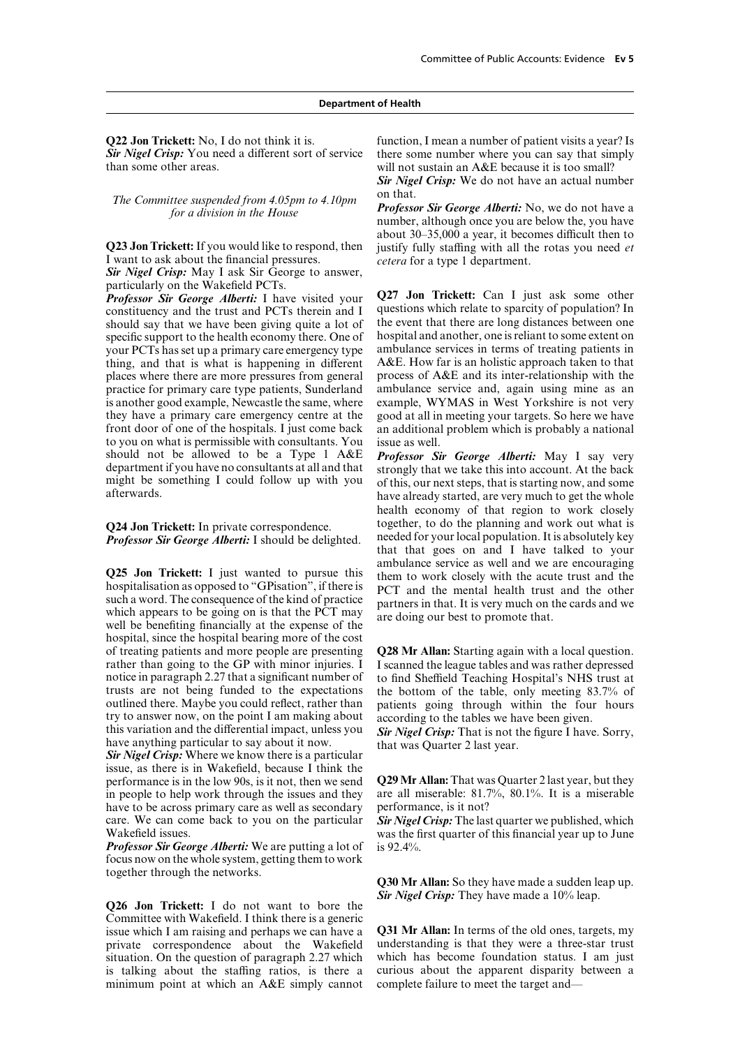**Q22 Jon Trickett:** No, I do not think it is.

***Sir Nigel Crisp:*** You need a different sort of service than some other areas.

*The Committee suspended from 4.05pm to 4.10pm for a division in the House*

**Q23 Jon Trickett:** If you would like to respond, then I want to ask about the financial pressures.

***Sir Nigel Crisp:*** May I ask Sir George to answer, particularly on the Wakefield PCTs.

***Professor Sir George Alberti:*** I have visited your constituency and the trust and PCTs therein and I should say that we have been giving quite a lot of specific support to the health economy there. One of your PCTs has set up a primary care emergency type thing, and that is what is happening in different places where there are more pressures from general practice for primary care type patients, Sunderland is another good example, Newcastle the same, where they have a primary care emergency centre at the front door of one of the hospitals. I just come back to you on what is permissible with consultants. You should not be allowed to be a Type 1 A&E department if you have no consultants at all and that might be something I could follow up with you afterwards.

**Q24 Jon Trickett:** In private correspondence.

***Professor Sir George Alberti:*** I should be delighted.

**Q25 Jon Trickett:** I just wanted to pursue this hospitalisation as opposed to "GPisation", if there is such a word. The consequence of the kind of practice which appears to be going on is that the PCT may well be benefiting financially at the expense of the hospital, since the hospital bearing more of the cost of treating patients and more people are presenting rather than going to the GP with minor injuries. I notice in paragraph 2.27 that a significant number of trusts are not being funded to the expectations outlined there. Maybe you could reflect, rather than try to answer now, on the point I am making about this variation and the differential impact, unless you have anything particular to say about it now.

***Sir Nigel Crisp:*** Where we know there is a particular issue, as there is in Wakefield, because I think the performance is in the low 90s, is it not, then we send in people to help work through the issues and they have to be across primary care as well as secondary care. We can come back to you on the particular Wakefield issues.

***Professor Sir George Alberti:*** We are putting a lot of focus now on the whole system, getting them to work together through the networks.

**Q26 Jon Trickett:** I do not want to bore the Committee with Wakefield. I think there is a generic issue which I am raising and perhaps we can have a private correspondence about the Wakefield situation. On the question of paragraph 2.27 which is talking about the staffing ratios, is there a minimum point at which an A&E simply cannot function, I mean a number of patient visits a year? Is there some number where you can say that simply will not sustain an A&E because it is too small?

***Sir Nigel Crisp:*** We do not have an actual number on that.

***Professor Sir George Alberti:*** No, we do not have a number, although once you are below the, you have about 30–35,000 a year, it becomes difficult then to justify fully staffing with all the rotas you need *et cetera* for a type 1 department.

**Q27 Jon Trickett:** Can I just ask some other questions which relate to sparcity of population? In the event that there are long distances between one hospital and another, one is reliant to some extent on ambulance services in terms of treating patients in A&E. How far is an holistic approach taken to that process of A&E and its inter-relationship with the ambulance service and, again using mine as an example, WYMAS in West Yorkshire is not very good at all in meeting your targets. So here we have an additional problem which is probably a national issue as well.

***Professor Sir George Alberti:*** May I say very strongly that we take this into account. At the back of this, our next steps, that is starting now, and some have already started, are very much to get the whole health economy of that region to work closely together, to do the planning and work out what is needed for your local population. It is absolutely key that that goes on and I have talked to your ambulance service as well and we are encouraging them to work closely with the acute trust and the PCT and the mental health trust and the other partners in that. It is very much on the cards and we are doing our best to promote that.

**Q28 Mr Allan:** Starting again with a local question. I scanned the league tables and was rather depressed to find Sheffield Teaching Hospital's NHS trust at the bottom of the table, only meeting 83.7% of patients going through within the four hours according to the tables we have been given.

***Sir Nigel Crisp:*** That is not the figure I have. Sorry, that was Quarter 2 last year.

**Q29 Mr Allan:** That was Quarter 2 last year, but they are all miserable: 81.7%, 80.1%. It is a miserable performance, is it not?

***Sir Nigel Crisp:*** The last quarter we published, which was the first quarter of this financial year up to June is 92.4%.

**Q30 Mr Allan:** So they have made a sudden leap up.

***Sir Nigel Crisp:*** They have made a 10% leap.

**Q31 Mr Allan:** In terms of the old ones, targets, my understanding is that they were a three-star trust which has become foundation status. I am just curious about the apparent disparity between a complete failure to meet the target and—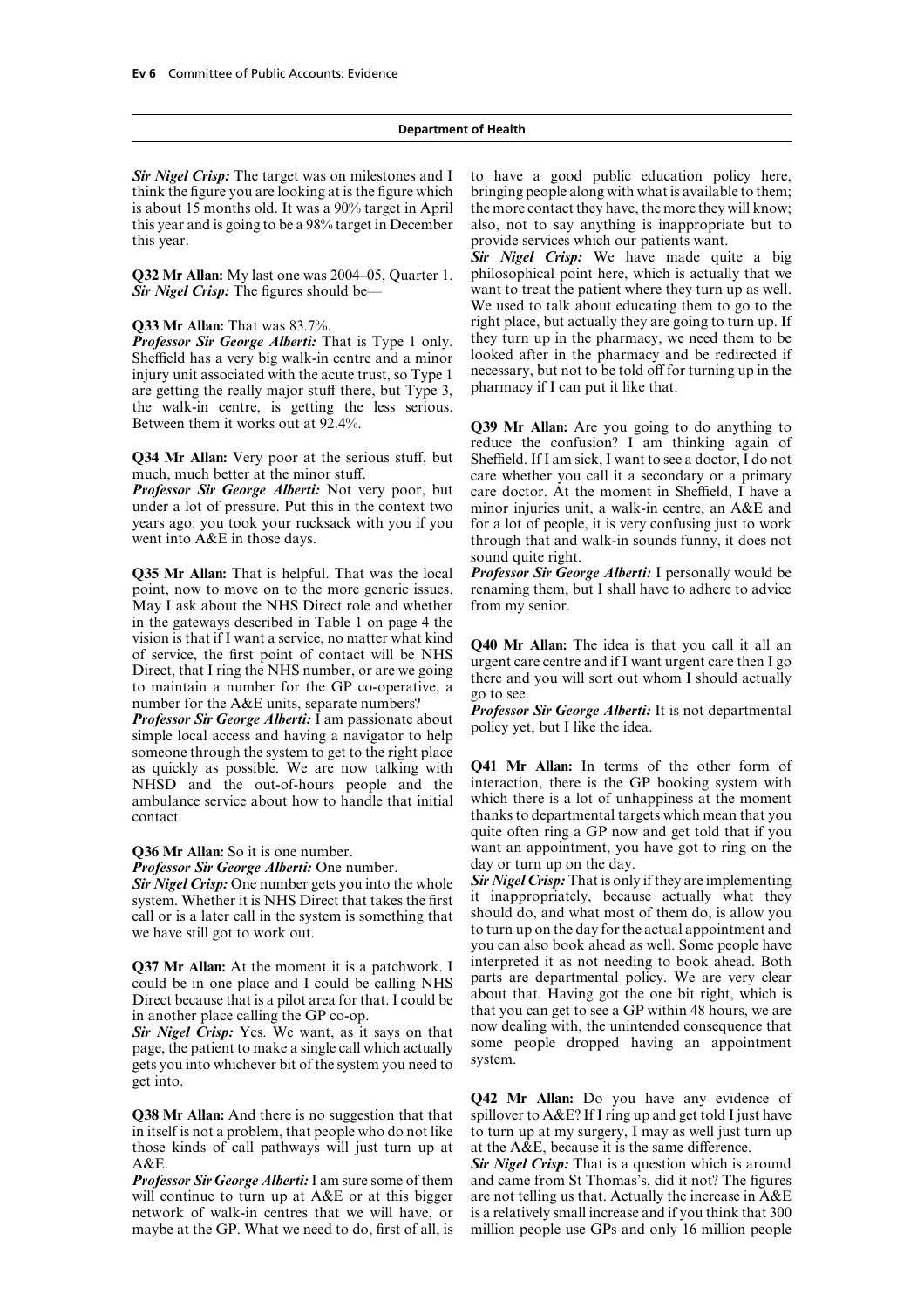*Sir Nigel Crisp:* The target was on milestones and I think the figure you are looking at is the figure which is about 15 months old. It was a 90% target in April this year and is going to be a 98% target in December this year.

**Q32 Mr Allan:** My last one was 2004–05, Quarter 1.

*Sir Nigel Crisp:* The figures should be—

**Q33 Mr Allan:** That was 83.7%.

*Professor Sir George Alberti:* That is Type 1 only. Sheffield has a very big walk-in centre and a minor injury unit associated with the acute trust, so Type 1 are getting the really major stuff there, but Type 3, the walk-in centre, is getting the less serious. Between them it works out at 92.4%.

**Q34 Mr Allan:** Very poor at the serious stuff, but much, much better at the minor stuff.

*Professor Sir George Alberti:* Not very poor, but under a lot of pressure. Put this in the context two years ago: you took your rucksack with you if you went into A&E in those days.

**Q35 Mr Allan:** That is helpful. That was the local point, now to move on to the more generic issues. May I ask about the NHS Direct role and whether in the gateways described in Table 1 on page 4 the vision is that if I want a service, no matter what kind of service, the first point of contact will be NHS Direct, that I ring the NHS number, or are we going to maintain a number for the GP co-operative, a number for the A&E units, separate numbers?

*Professor Sir George Alberti:* I am passionate about simple local access and having a navigator to help someone through the system to get to the right place as quickly as possible. We are now talking with NHSD and the out-of-hours people and the ambulance service about how to handle that initial contact.

**Q36 Mr Allan:** So it is one number.

*Professor Sir George Alberti:* One number.

*Sir Nigel Crisp:* One number gets you into the whole system. Whether it is NHS Direct that takes the first call or is a later call in the system is something that we have still got to work out.

**Q37 Mr Allan:** At the moment it is a patchwork. I could be in one place and I could be calling NHS Direct because that is a pilot area for that. I could be in another place calling the GP co-op.

*Sir Nigel Crisp:* Yes. We want, as it says on that page, the patient to make a single call which actually gets you into whichever bit of the system you need to get into.

**Q38 Mr Allan:** And there is no suggestion that that in itself is not a problem, that people who do not like those kinds of call pathways will just turn up at A&E.

*Professor Sir George Alberti:* I am sure some of them will continue to turn up at A&E or at this bigger network of walk-in centres that we will have, or maybe at the GP. What we need to do, first of all, is to have a good public education policy here, bringing people along with what is available to them; the more contact they have, the more they will know; also, not to say anything is inappropriate but to provide services which our patients want.

*Sir Nigel Crisp:* We have made quite a big philosophical point here, which is actually that we want to treat the patient where they turn up as well. We used to talk about educating them to go to the right place, but actually they are going to turn up. If they turn up in the pharmacy, we need them to be looked after in the pharmacy and be redirected if necessary, but not to be told off for turning up in the pharmacy if I can put it like that.

**Q39 Mr Allan:** Are you going to do anything to reduce the confusion? I am thinking again of Sheffield. If I am sick, I want to see a doctor, I do not care whether you call it a secondary or a primary care doctor. At the moment in Sheffield, I have a minor injuries unit, a walk-in centre, an A&E and for a lot of people, it is very confusing just to work through that and walk-in sounds funny, it does not sound quite right.

*Professor Sir George Alberti:* I personally would be renaming them, but I shall have to adhere to advice from my senior.

**Q40 Mr Allan:** The idea is that you call it all an urgent care centre and if I want urgent care then I go there and you will sort out whom I should actually go to see.

*Professor Sir George Alberti:* It is not departmental policy yet, but I like the idea.

**Q41 Mr Allan:** In terms of the other form of interaction, there is the GP booking system with which there is a lot of unhappiness at the moment thanks to departmental targets which mean that you quite often ring a GP now and get told that if you want an appointment, you have got to ring on the day or turn up on the day.

*Sir Nigel Crisp:* That is only if they are implementing it inappropriately, because actually what they should do, and what most of them do, is allow you to turn up on the day for the actual appointment and you can also book ahead as well. Some people have interpreted it as not needing to book ahead. Both parts are departmental policy. We are very clear about that. Having got the one bit right, which is that you can get to see a GP within 48 hours, we are now dealing with, the unintended consequence that some people dropped having an appointment system.

**Q42 Mr Allan:** Do you have any evidence of spillover to A&E? If I ring up and get told I just have to turn up at my surgery, I may as well just turn up at the A&E, because it is the same difference.

*Sir Nigel Crisp:* That is a question which is around and came from St Thomas's, did it not? The figures are not telling us that. Actually the increase in A&E is a relatively small increase and if you think that 300 million people use GPs and only 16 million people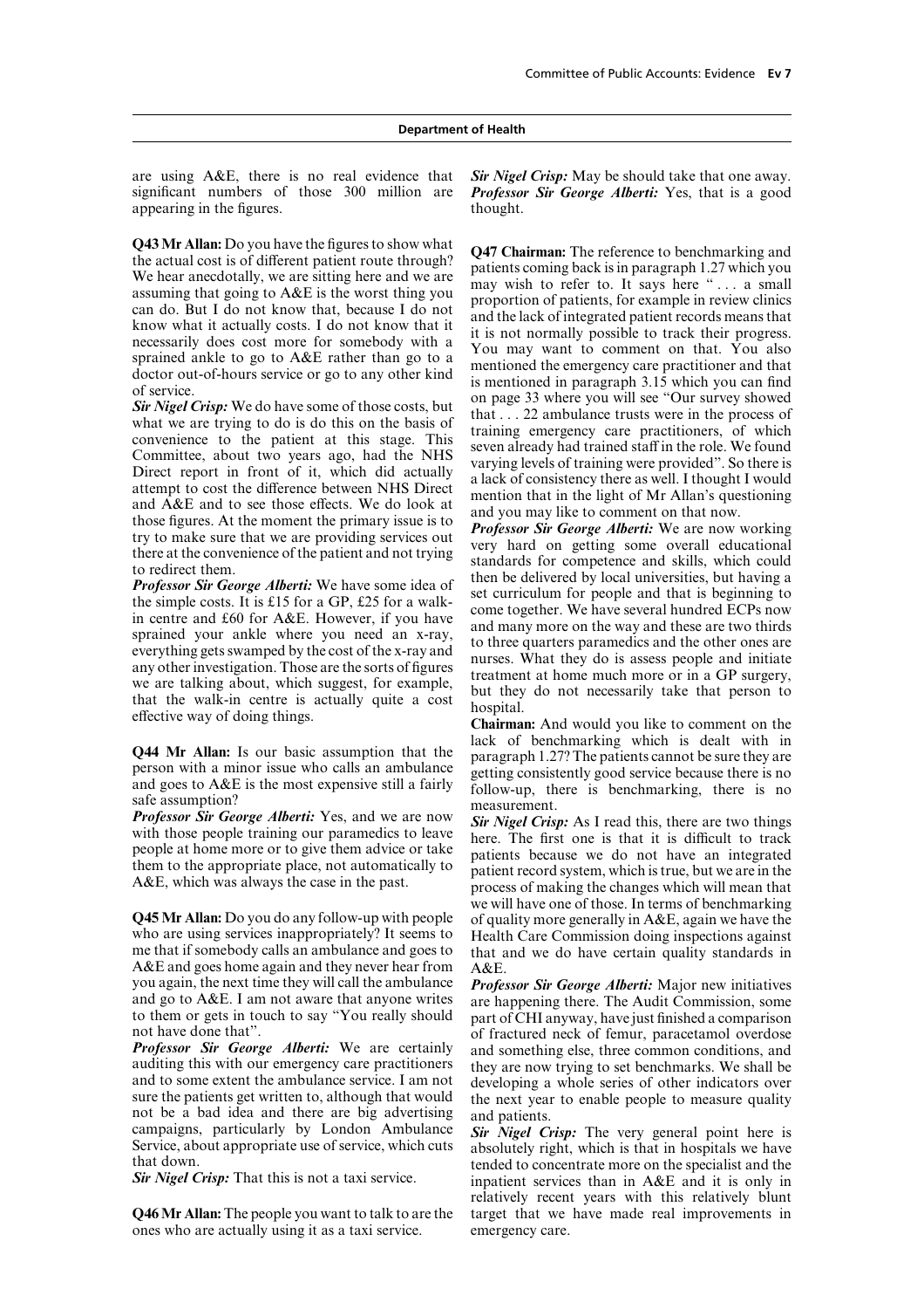are using A&E, there is no real evidence that significant numbers of those 300 million are appearing in the figures.

**Q43 Mr Allan:** Do you have the figures to show what the actual cost is of different patient route through? We hear anecdotally, we are sitting here and we are assuming that going to A&E is the worst thing you can do. But I do not know that, because I do not know what it actually costs. I do not know that it necessarily does cost more for somebody with a sprained ankle to go to A&E rather than go to a doctor out-of-hours service or go to any other kind of service.

***Sir Nigel Crisp:*** We do have some of those costs, but what we are trying to do is do this on the basis of convenience to the patient at this stage. This Committee, about two years ago, had the NHS Direct report in front of it, which did actually attempt to cost the difference between NHS Direct and A&E and to see those effects. We do look at those figures. At the moment the primary issue is to try to make sure that we are providing services out there at the convenience of the patient and not trying to redirect them.

***Professor Sir George Alberti:*** We have some idea of the simple costs. It is £15 for a GP, £25 for a walk-in centre and £60 for A&E. However, if you have sprained your ankle where you need an x-ray, everything gets swamped by the cost of the x-ray and any other investigation. Those are the sorts of figures we are talking about, which suggest, for example, that the walk-in centre is actually quite a cost effective way of doing things.

**Q44 Mr Allan:** Is our basic assumption that the person with a minor issue who calls an ambulance and goes to A&E is the most expensive still a fairly safe assumption?

***Professor Sir George Alberti:*** Yes, and we are now with those people training our paramedics to leave people at home more or to give them advice or take them to the appropriate place, not automatically to A&E, which was always the case in the past.

**Q45 Mr Allan:** Do you do any follow-up with people who are using services inappropriately? It seems to me that if somebody calls an ambulance and goes to A&E and goes home again and they never hear from you again, the next time they will call the ambulance and go to A&E. I am not aware that anyone writes to them or gets in touch to say "You really should not have done that".

***Professor Sir George Alberti:*** We are certainly auditing this with our emergency care practitioners and to some extent the ambulance service. I am not sure the patients get written to, although that would not be a bad idea and there are big advertising campaigns, particularly by London Ambulance Service, about appropriate use of service, which cuts that down.

***Sir Nigel Crisp:*** That this is not a taxi service.

**Q46 Mr Allan:** The people you want to talk to are the ones who are actually using it as a taxi service.

***Sir Nigel Crisp:*** May be should take that one away.

***Professor Sir George Alberti:*** Yes, that is a good thought.

**Q47 Chairman:** The reference to benchmarking and patients coming back is in paragraph 1.27 which you may wish to refer to. It says here " . . . a small proportion of patients, for example in review clinics and the lack of integrated patient records means that it is not normally possible to track their progress. You may want to comment on that. You also mentioned the emergency care practitioner and that is mentioned in paragraph 3.15 which you can find on page 33 where you will see "Our survey showed that . . . 22 ambulance trusts were in the process of training emergency care practitioners, of which seven already had trained staff in the role. We found varying levels of training were provided". So there is a lack of consistency there as well. I thought I would mention that in the light of Mr Allan's questioning and you may like to comment on that now.

***Professor Sir George Alberti:*** We are now working very hard on getting some overall educational standards for competence and skills, which could then be delivered by local universities, but having a set curriculum for people and that is beginning to come together. We have several hundred ECPs now and many more on the way and these are two thirds to three quarters paramedics and the other ones are nurses. What they do is assess people and initiate treatment at home much more or in a GP surgery, but they do not necessarily take that person to hospital.

**Chairman:** And would you like to comment on the lack of benchmarking which is dealt with in paragraph 1.27? The patients cannot be sure they are getting consistently good service because there is no follow-up, there is benchmarking, there is no measurement.

***Sir Nigel Crisp:*** As I read this, there are two things here. The first one is that it is difficult to track patients because we do not have an integrated patient record system, which is true, but we are in the process of making the changes which will mean that we will have one of those. In terms of benchmarking of quality more generally in A&E, again we have the Health Care Commission doing inspections against that and we do have certain quality standards in A&E.

***Professor Sir George Alberti:*** Major new initiatives are happening there. The Audit Commission, some part of CHI anyway, have just finished a comparison of fractured neck of femur, paracetamol overdose and something else, three common conditions, and they are now trying to set benchmarks. We shall be developing a whole series of other indicators over the next year to enable people to measure quality and patients.

***Sir Nigel Crisp:*** The very general point here is absolutely right, which is that in hospitals we have tended to concentrate more on the specialist and the inpatient services than in A&E and it is only in relatively recent years with this relatively blunt target that we have made real improvements in emergency care.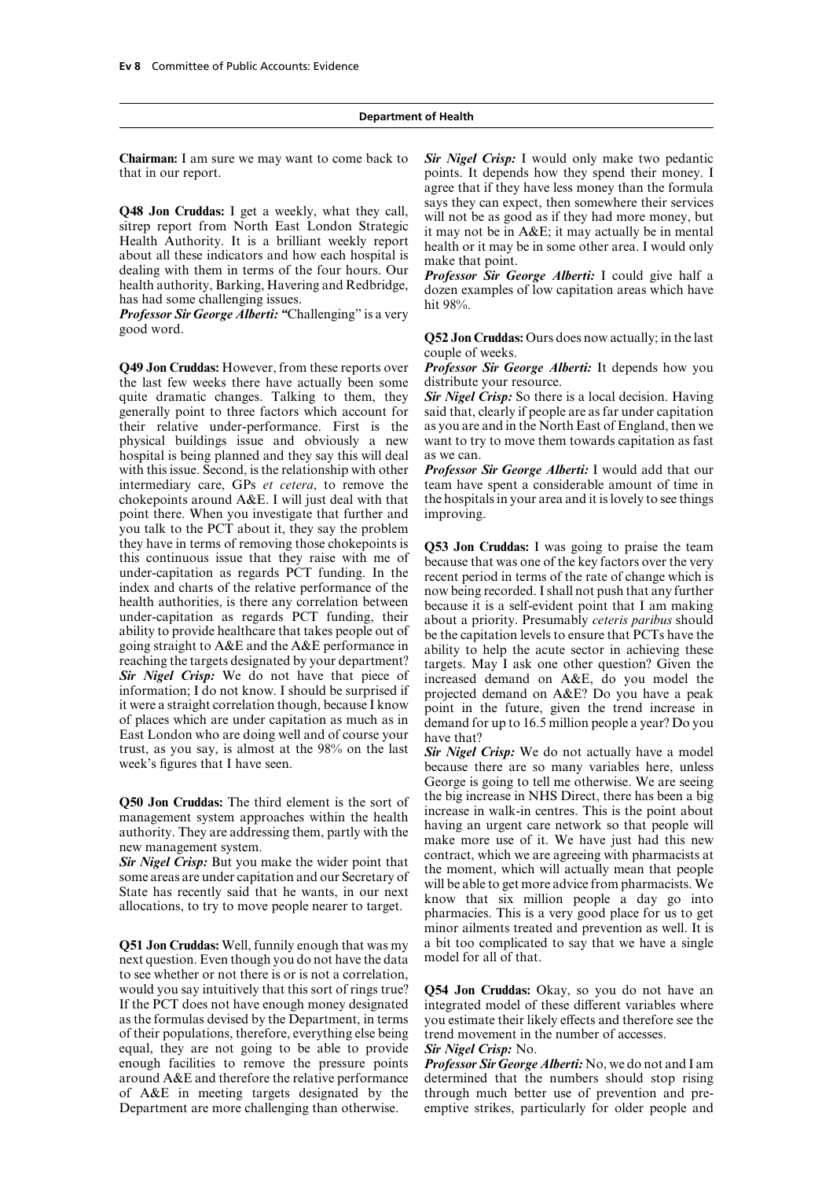**Department of Health**

**Chairman:** I am sure we may want to come back to that in our report.

**Q48 Jon Cruddas:** I get a weekly, what they call, sitrep report from North East London Strategic Health Authority. It is a brilliant weekly report about all these indicators and how each hospital is dealing with them in terms of the four hours. Our health authority, Barking, Havering and Redbridge, has had some challenging issues.

***Professor Sir George Alberti:*** "Challenging" is a very good word.

**Q49 Jon Cruddas:** However, from these reports over the last few weeks there have actually been some quite dramatic changes. Talking to them, they generally point to three factors which account for their relative under-performance. First is the physical buildings issue and obviously a new hospital is being planned and they say this will deal with this issue. Second, is the relationship with other intermediary care, GPs *et cetera*, to remove the chokepoints around A&E. I will just deal with that point there. When you investigate that further and you talk to the PCT about it, they say the problem they have in terms of removing those chokepoints is this continuous issue that they raise with me of under-capitation as regards PCT funding. In the index and charts of the relative performance of the health authorities, is there any correlation between under-capitation as regards PCT funding, their ability to provide healthcare that takes people out of going straight to A&E and the A&E performance in reaching the targets designated by your department?

***Sir Nigel Crisp:*** We do not have that piece of information; I do not know. I should be surprised if it were a straight correlation though, because I know of places which are under capitation as much as in East London who are doing well and of course your trust, as you say, is almost at the 98% on the last week's figures that I have seen.

**Q50 Jon Cruddas:** The third element is the sort of management system approaches within the health authority. They are addressing them, partly with the new management system.

***Sir Nigel Crisp:*** But you make the wider point that some areas are under capitation and our Secretary of State has recently said that he wants, in our next allocations, to try to move people nearer to target.

**Q51 Jon Cruddas:** Well, funnily enough that was my next question. Even though you do not have the data to see whether or not there is or is not a correlation, would you say intuitively that this sort of rings true? If the PCT does not have enough money designated as the formulas devised by the Department, in terms of their populations, therefore, everything else being equal, they are not going to be able to provide enough facilities to remove the pressure points around A&E and therefore the relative performance of A&E in meeting targets designated by the Department are more challenging than otherwise.

***Sir Nigel Crisp:*** I would only make two pedantic points. It depends how they spend their money. I agree that if they have less money than the formula says they can expect, then somewhere their services will not be as good as if they had more money, but it may not be in A&E; it may actually be in mental health or it may be in some other area. I would only make that point.

***Professor Sir George Alberti:*** I could give half a dozen examples of low capitation areas which have hit 98%.

**Q52 Jon Cruddas:** Ours does now actually; in the last couple of weeks.

***Professor Sir George Alberti:*** It depends how you distribute your resource.

***Sir Nigel Crisp:*** So there is a local decision. Having said that, clearly if people are as far under capitation as you are and in the North East of England, then we want to try to move them towards capitation as fast as we can.

***Professor Sir George Alberti:*** I would add that our team have spent a considerable amount of time in the hospitals in your area and it is lovely to see things improving.

**Q53 Jon Cruddas:** I was going to praise the team because that was one of the key factors over the very recent period in terms of the rate of change which is now being recorded. I shall not push that any further because it is a self-evident point that I am making about a priority. Presumably *ceteris paribus* should be the capitation levels to ensure that PCTs have the ability to help the acute sector in achieving these targets. May I ask one other question? Given the increased demand on A&E, do you model the projected demand on A&E? Do you have a peak point in the future, given the trend increase in demand for up to 16.5 million people a year? Do you have that?

***Sir Nigel Crisp:*** We do not actually have a model because there are so many variables here, unless George is going to tell me otherwise. We are seeing the big increase in NHS Direct, there has been a big increase in walk-in centres. This is the point about having an urgent care network so that people will make more use of it. We have just had this new contract, which we are agreeing with pharmacists at the moment, which will actually mean that people will be able to get more advice from pharmacists. We know that six million people a day go into pharmacies. This is a very good place for us to get minor ailments treated and prevention as well. It is a bit too complicated to say that we have a single model for all of that.

**Q54 Jon Cruddas:** Okay, so you do not have an integrated model of these different variables where you estimate their likely effects and therefore see the trend movement in the number of accesses.

***Sir Nigel Crisp:*** No.

***Professor Sir George Alberti:*** No, we do not and I am determined that the numbers should stop rising through much better use of prevention and pre-emptive strikes, particularly for older people and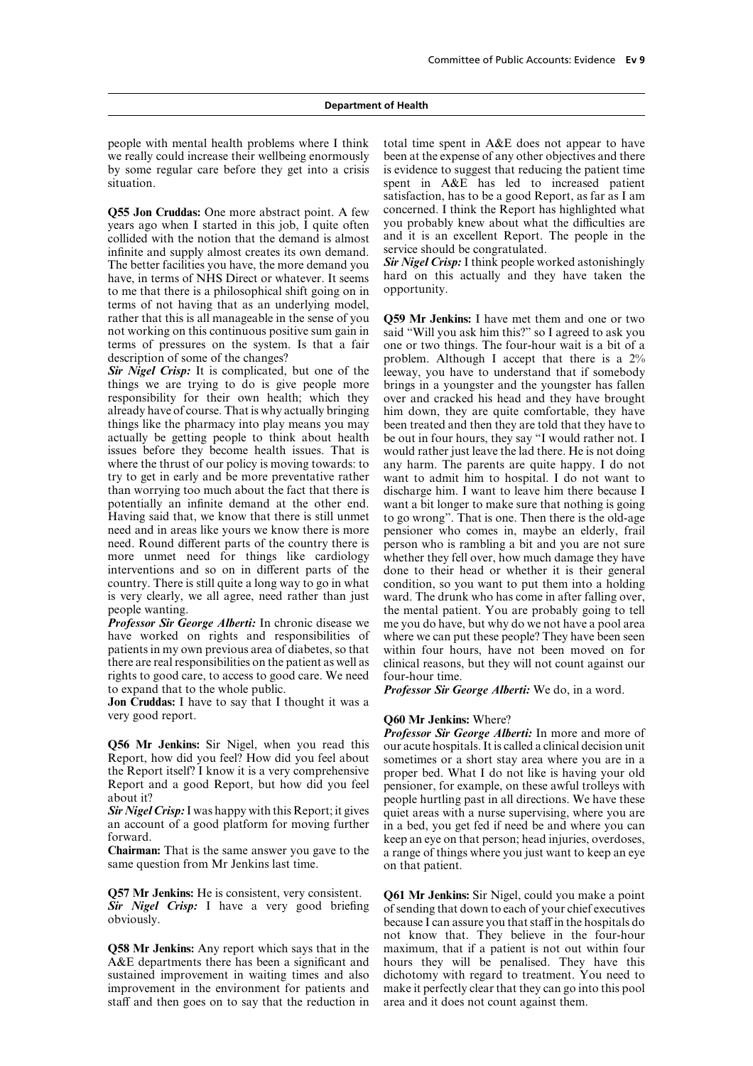people with mental health problems where I think we really could increase their wellbeing enormously by some regular care before they get into a crisis situation.

**Q55 Jon Cruddas:** One more abstract point. A few years ago when I started in this job, I quite often collided with the notion that the demand is almost infinite and supply almost creates its own demand. The better facilities you have, the more demand you have, in terms of NHS Direct or whatever. It seems to me that there is a philosophical shift going on in terms of not having that as an underlying model, rather that this is all manageable in the sense of you not working on this continuous positive sum gain in terms of pressures on the system. Is that a fair description of some of the changes?

***Sir Nigel Crisp:*** It is complicated, but one of the things we are trying to do is give people more responsibility for their own health; which they already have of course. That is why actually bringing things like the pharmacy into play means you may actually be getting people to think about health issues before they become health issues. That is where the thrust of our policy is moving towards: to try to get in early and be more preventative rather than worrying too much about the fact that there is potentially an infinite demand at the other end. Having said that, we know that there is still unmet need and in areas like yours we know there is more need. Round different parts of the country there is more unmet need for things like cardiology interventions and so on in different parts of the country. There is still quite a long way to go in what is very clearly, we all agree, need rather than just people wanting.

***Professor Sir George Alberti:*** In chronic disease we have worked on rights and responsibilities of patients in my own previous area of diabetes, so that there are real responsibilities on the patient as well as rights to good care, to access to good care. We need to expand that to the whole public.

**Jon Cruddas:** I have to say that I thought it was a very good report.

**Q56 Mr Jenkins:** Sir Nigel, when you read this Report, how did you feel? How did you feel about the Report itself? I know it is a very comprehensive Report and a good Report, but how did you feel about it?

***Sir Nigel Crisp:*** I was happy with this Report; it gives an account of a good platform for moving further forward.

**Chairman:** That is the same answer you gave to the same question from Mr Jenkins last time.

**Q57 Mr Jenkins:** He is consistent, very consistent.

***Sir Nigel Crisp:*** I have a very good briefing obviously.

**Q58 Mr Jenkins:** Any report which says that in the A&E departments there has been a significant and sustained improvement in waiting times and also improvement in the environment for patients and staff and then goes on to say that the reduction in total time spent in A&E does not appear to have been at the expense of any other objectives and there is evidence to suggest that reducing the patient time spent in A&E has led to increased patient satisfaction, has to be a good Report, as far as I am concerned. I think the Report has highlighted what you probably knew about what the difficulties are and it is an excellent Report. The people in the service should be congratulated.

***Sir Nigel Crisp:*** I think people worked astonishingly hard on this actually and they have taken the opportunity.

**Q59 Mr Jenkins:** I have met them and one or two said "Will you ask him this?" so I agreed to ask you one or two things. The four-hour wait is a bit of a problem. Although I accept that there is a 2% leeway, you have to understand that if somebody brings in a youngster and the youngster has fallen over and cracked his head and they have brought him down, they are quite comfortable, they have been treated and then they are told that they have to be out in four hours, they say "I would rather not. I would rather just leave the lad there. He is not doing any harm. The parents are quite happy. I do not want to admit him to hospital. I do not want to discharge him. I want to leave him there because I want a bit longer to make sure that nothing is going to go wrong". That is one. Then there is the old-age pensioner who comes in, maybe an elderly, frail person who is rambling a bit and you are not sure whether they fell over, how much damage they have done to their head or whether it is their general condition, so you want to put them into a holding ward. The drunk who has come in after falling over, the mental patient. You are probably going to tell me you do have, but why do we not have a pool area where we can put these people? They have been seen within four hours, have not been moved on for clinical reasons, but they will not count against our four-hour time.

***Professor Sir George Alberti:*** We do, in a word.

**Q60 Mr Jenkins:** Where?

***Professor Sir George Alberti:*** In more and more of our acute hospitals. It is called a clinical decision unit sometimes or a short stay area where you are in a proper bed. What I do not like is having your old pensioner, for example, on these awful trolleys with people hurtling past in all directions. We have these quiet areas with a nurse supervising, where you are in a bed, you get fed if need be and where you can keep an eye on that person; head injuries, overdoses, a range of things where you just want to keep an eye on that patient.

**Q61 Mr Jenkins:** Sir Nigel, could you make a point of sending that down to each of your chief executives because I can assure you that staff in the hospitals do not know that. They believe in the four-hour maximum, that if a patient is not out within four hours they will be penalised. They have this dichotomy with regard to treatment. You need to make it perfectly clear that they can go into this pool area and it does not count against them.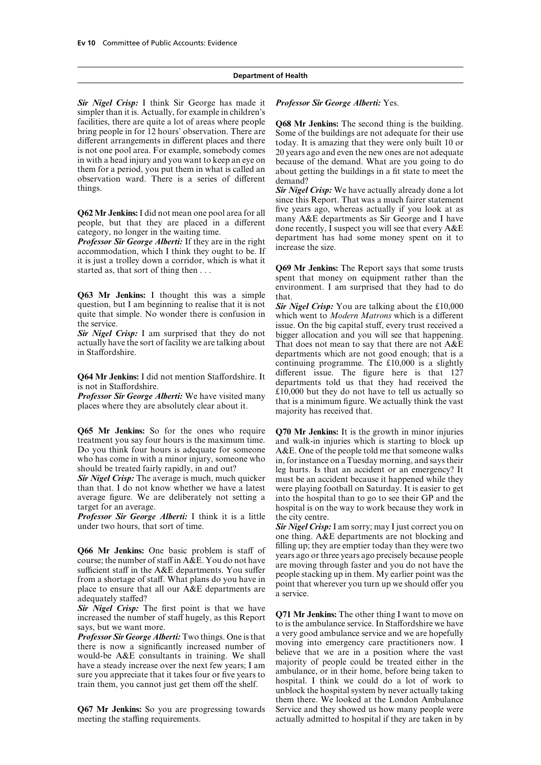**Department of Health**

***Sir Nigel Crisp:*** I think Sir George has made it simpler than it is. Actually, for example in children's facilities, there are quite a lot of areas where people bring people in for 12 hours' observation. There are different arrangements in different places and there is not one pool area. For example, somebody comes in with a head injury and you want to keep an eye on them for a period, you put them in what is called an observation ward. There is a series of different things.

**Q62 Mr Jenkins:** I did not mean one pool area for all people, but that they are placed in a different category, no longer in the waiting time.

***Professor Sir George Alberti:*** If they are in the right accommodation, which I think they ought to be. If it is just a trolley down a corridor, which is what it started as, that sort of thing then . . .

**Q63 Mr Jenkins:** I thought this was a simple question, but I am beginning to realise that it is not quite that simple. No wonder there is confusion in the service.

***Sir Nigel Crisp:*** I am surprised that they do not actually have the sort of facility we are talking about in Staffordshire.

**Q64 Mr Jenkins:** I did not mention Staffordshire. It is not in Staffordshire.

***Professor Sir George Alberti:*** We have visited many places where they are absolutely clear about it.

**Q65 Mr Jenkins:** So for the ones who require treatment you say four hours is the maximum time. Do you think four hours is adequate for someone who has come in with a minor injury, someone who should be treated fairly rapidly, in and out?

***Sir Nigel Crisp:*** The average is much, much quicker than that. I do not know whether we have a latest average figure. We are deliberately not setting a target for an average.

***Professor Sir George Alberti:*** I think it is a little under two hours, that sort of time.

**Q66 Mr Jenkins:** One basic problem is staff of course; the number of staff in A&E. You do not have sufficient staff in the A&E departments. You suffer from a shortage of staff. What plans do you have in place to ensure that all our A&E departments are adequately staffed?

***Sir Nigel Crisp:*** The first point is that we have increased the number of staff hugely, as this Report says, but we want more.

***Professor Sir George Alberti:*** Two things. One is that there is now a significantly increased number of would-be A&E consultants in training. We shall have a steady increase over the next few years; I am sure you appreciate that it takes four or five years to train them, you cannot just get them off the shelf.

**Q67 Mr Jenkins:** So you are progressing towards meeting the staffing requirements.

***Professor Sir George Alberti:*** Yes.

**Q68 Mr Jenkins:** The second thing is the building. Some of the buildings are not adequate for their use today. It is amazing that they were only built 10 or 20 years ago and even the new ones are not adequate because of the demand. What are you going to do about getting the buildings in a fit state to meet the demand?

***Sir Nigel Crisp:*** We have actually already done a lot since this Report. That was a much fairer statement five years ago, whereas actually if you look at as many A&E departments as Sir George and I have done recently, I suspect you will see that every A&E department has had some money spent on it to increase the size.

**Q69 Mr Jenkins:** The Report says that some trusts spent that money on equipment rather than the environment. I am surprised that they had to do that.

***Sir Nigel Crisp:*** You are talking about the £10,000 which went to *Modern Matrons* which is a different issue. On the big capital stuff, every trust received a bigger allocation and you will see that happening. That does not mean to say that there are not A&E departments which are not good enough; that is a continuing programme. The £10,000 is a slightly different issue. The figure here is that 127 departments told us that they had received the £10,000 but they do not have to tell us actually so that is a minimum figure. We actually think the vast majority has received that.

**Q70 Mr Jenkins:** It is the growth in minor injuries and walk-in injuries which is starting to block up A&E. One of the people told me that someone walks in, for instance on a Tuesday morning, and says their leg hurts. Is that an accident or an emergency? It must be an accident because it happened while they were playing football on Saturday. It is easier to get into the hospital than to go to see their GP and the hospital is on the way to work because they work in the city centre.

***Sir Nigel Crisp:*** I am sorry; may I just correct you on one thing. A&E departments are not blocking and filling up; they are emptier today than they were two years ago or three years ago precisely because people are moving through faster and you do not have the people stacking up in them. My earlier point was the point that wherever you turn up we should offer you a service.

**Q71 Mr Jenkins:** The other thing I want to move on to is the ambulance service. In Staffordshire we have a very good ambulance service and we are hopefully moving into emergency care practitioners now. I believe that we are in a position where the vast majority of people could be treated either in the ambulance, or in their home, before being taken to hospital. I think we could do a lot of work to unblock the hospital system by never actually taking them there. We looked at the London Ambulance Service and they showed us how many people were actually admitted to hospital if they are taken in by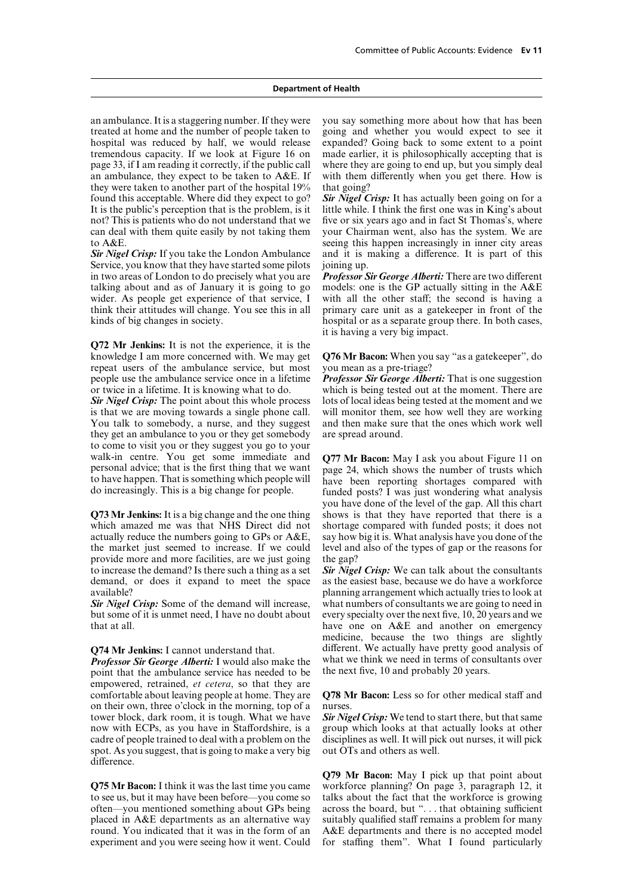an ambulance. It is a staggering number. If they were treated at home and the number of people taken to hospital was reduced by half, we would release tremendous capacity. If we look at Figure 16 on page 33, if I am reading it correctly, if the public call an ambulance, they expect to be taken to A&E. If they were taken to another part of the hospital 19% found this acceptable. Where did they expect to go? It is the public's perception that is the problem, is it not? This is patients who do not understand that we can deal with them quite easily by not taking them to A&E.

***Sir Nigel Crisp:*** If you take the London Ambulance Service, you know that they have started some pilots in two areas of London to do precisely what you are talking about and as of January it is going to go wider. As people get experience of that service, I think their attitudes will change. You see this in all kinds of big changes in society.

**Q72 Mr Jenkins:** It is not the experience, it is the knowledge I am more concerned with. We may get repeat users of the ambulance service, but most people use the ambulance service once in a lifetime or twice in a lifetime. It is knowing what to do.

***Sir Nigel Crisp:*** The point about this whole process is that we are moving towards a single phone call. You talk to somebody, a nurse, and they suggest they get an ambulance to you or they get somebody to come to visit you or they suggest you go to your walk-in centre. You get some immediate and personal advice; that is the first thing that we want to have happen. That is something which people will do increasingly. This is a big change for people.

**Q73 Mr Jenkins:** It is a big change and the one thing which amazed me was that NHS Direct did not actually reduce the numbers going to GPs or A&E, the market just seemed to increase. If we could provide more and more facilities, are we just going to increase the demand? Is there such a thing as a set demand, or does it expand to meet the space available?

***Sir Nigel Crisp:*** Some of the demand will increase, but some of it is unmet need, I have no doubt about that at all.

**Q74 Mr Jenkins:** I cannot understand that.

***Professor Sir George Alberti:*** I would also make the point that the ambulance service has needed to be empowered, retrained, *et cetera*, so that they are comfortable about leaving people at home. They are on their own, three o'clock in the morning, top of a tower block, dark room, it is tough. What we have now with ECPs, as you have in Staffordshire, is a cadre of people trained to deal with a problem on the spot. As you suggest, that is going to make a very big difference.

**Q75 Mr Bacon:** I think it was the last time you came to see us, but it may have been before—you come so often—you mentioned something about GPs being placed in A&E departments as an alternative way round. You indicated that it was in the form of an experiment and you were seeing how it went. Could you say something more about how that has been going and whether you would expect to see it expanded? Going back to some extent to a point made earlier, it is philosophically accepting that is where they are going to end up, but you simply deal with them differently when you get there. How is that going?

***Sir Nigel Crisp:*** It has actually been going on for a little while. I think the first one was in King's about five or six years ago and in fact St Thomas's, where your Chairman went, also has the system. We are seeing this happen increasingly in inner city areas and it is making a difference. It is part of this models joining up.

***Professor Sir George Alberti:*** There are two different models: one is the GP actually sitting in the A&E with all the other staff; the second is having a primary care unit as a gatekeeper in front of the hospital or as a separate group there. In both cases, it is having a very big impact.

**Q76 Mr Bacon:** When you say "as a gatekeeper", do you mean as a pre-triage?

***Professor Sir George Alberti:*** That is one suggestion which is being tested out at the moment. There are lots of local ideas being tested at the moment and we will monitor them, see how well they are working and then make sure that the ones which work well are spread around.

**Q77 Mr Bacon:** May I ask you about Figure 11 on page 24, which shows the number of trusts which have been reporting shortages compared with funded posts? I was just wondering what analysis you have done of the level of the gap. All this chart shows is that they have reported that there is a shortage compared with funded posts; it does not say how big it is. What analysis have you done of the level and also of the types of gap or the reasons for the gap?

***Sir Nigel Crisp:*** We can talk about the consultants as the easiest base, because we do have a workforce planning arrangement which actually tries to look at what numbers of consultants we are going to need in every specialty over the next five, 10, 20 years and we have one on A&E and another on emergency medicine, because the two things are slightly different. We actually have pretty good analysis of what we think we need in terms of consultants over the next five, 10 and probably 20 years.

**Q78 Mr Bacon:** Less so for other medical staff and nurses.

***Sir Nigel Crisp:*** We tend to start there, but that same group which looks at that actually looks at other disciplines as well. It will pick out nurses, it will pick out OTs and others as well.

**Q79 Mr Bacon:** May I pick up that point about workforce planning? On page 3, paragraph 12, it talks about the fact that the workforce is growing across the board, but ". . . that obtaining sufficient suitably qualified staff remains a problem for many A&E departments and there is no accepted model for staffing them". What I found particularly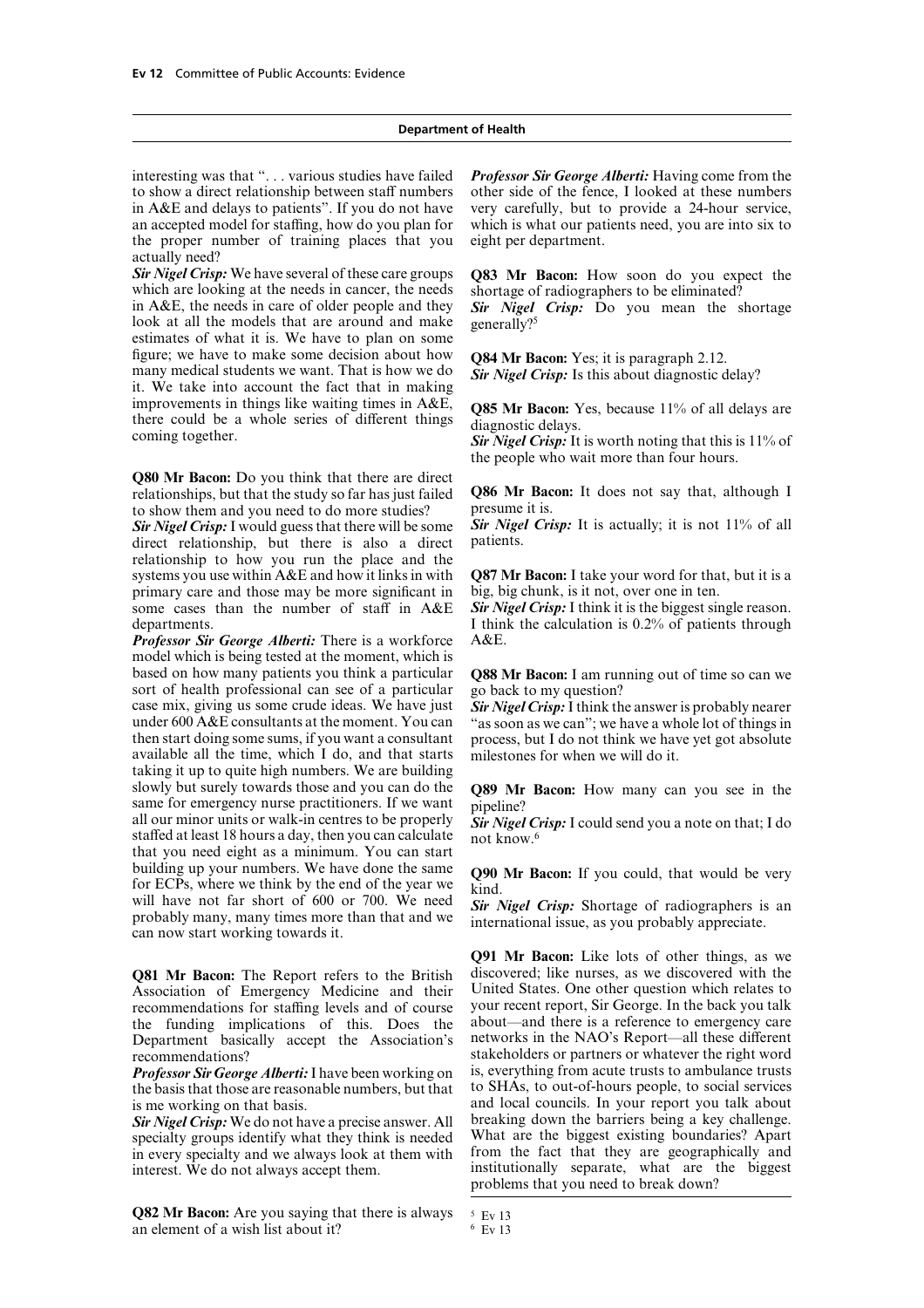interesting was that ". . . various studies have failed to show a direct relationship between staff numbers in A&E and delays to patients". If you do not have an accepted model for staffing, how do you plan for the proper number of training places that you actually need?

***Sir Nigel Crisp:*** We have several of these care groups which are looking at the needs in cancer, the needs in A&E, the needs in care of older people and they look at all the models that are around and make estimates of what it is. We have to plan on some figure; we have to make some decision about how many medical students we want. That is how we do it. We take into account the fact that in making improvements in things like waiting times in A&E, there could be a whole series of different things coming together.

**Q80 Mr Bacon:** Do you think that there are direct relationships, but that the study so far has just failed to show them and you need to do more studies?

***Sir Nigel Crisp:*** I would guess that there will be some direct relationship, but there is also a direct relationship to how you run the place and the systems you use within A&E and how it links in with primary care and those may be more significant in some cases than the number of staff in A&E departments.

***Professor Sir George Alberti:*** There is a workforce model which is being tested at the moment, which is based on how many patients you think a particular sort of health professional can see of a particular case mix, giving us some crude ideas. We have just under 600 A&E consultants at the moment. You can then start doing some sums, if you want a consultant available all the time, which I do, and that starts taking it up to quite high numbers. We are building slowly but surely towards those and you can do the same for emergency nurse practitioners. If we want all our minor units or walk-in centres to be properly staffed at least 18 hours a day, then you can calculate that you need eight as a minimum. You can start building up your numbers. We have done the same for ECPs, where we think by the end of the year we will have not far short of 600 or 700. We need probably many, many times more than that and we can now start working towards it.

**Q81 Mr Bacon:** The Report refers to the British Association of Emergency Medicine and their recommendations for staffing levels and of course the funding implications of this. Does the Department basically accept the Association's recommendations?

***Professor Sir George Alberti:*** I have been working on the basis that those are reasonable numbers, but that is me working on that basis.

***Sir Nigel Crisp:*** We do not have a precise answer. All specialty groups identify what they think is needed in every specialty and we always look at them with interest. We do not always accept them.

**Q82 Mr Bacon:** Are you saying that there is always an element of a wish list about it?

***Professor Sir George Alberti:*** Having come from the other side of the fence, I looked at these numbers very carefully, but to provide a 24-hour service, which is what our patients need, you are into six to eight per department.

**Q83 Mr Bacon:** How soon do you expect the shortage of radiographers to be eliminated?

***Sir Nigel Crisp:*** Do you mean the shortage generally?[5]

**Q84 Mr Bacon:** Yes; it is paragraph 2.12.

***Sir Nigel Crisp:*** Is this about diagnostic delay?

**Q85 Mr Bacon:** Yes, because 11% of all delays are diagnostic delays.

***Sir Nigel Crisp:*** It is worth noting that this is 11% of the people who wait more than four hours.

**Q86 Mr Bacon:** It does not say that, although I presume it is.

***Sir Nigel Crisp:*** It is actually; it is not 11% of all patients.

**Q87 Mr Bacon:** I take your word for that, but it is a big, big chunk, is it not, over one in ten.

***Sir Nigel Crisp:*** I think it is the biggest single reason. I think the calculation is 0.2% of patients through A&E.

**Q88 Mr Bacon:** I am running out of time so can we go back to my question?

***Sir Nigel Crisp:*** I think the answer is probably nearer "as soon as we can"; we have a whole lot of things in process, but I do not think we have yet got absolute milestones for when we will do it.

**Q89 Mr Bacon:** How many can you see in the pipeline?

***Sir Nigel Crisp:*** I could send you a note on that; I do not know.[6]

**Q90 Mr Bacon:** If you could, that would be very kind.

***Sir Nigel Crisp:*** Shortage of radiographers is an international issue, as you probably appreciate.

**Q91 Mr Bacon:** Like lots of other things, as we discovered; like nurses, as we discovered with the United States. One other question which relates to your recent report, Sir George. In the back you talk about—and there is a reference to emergency care networks in the NAO's Report—all these different stakeholders or partners or whatever the right word is, everything from acute trusts to ambulance trusts to SHAs, to out-of-hours people, to social services and local councils. In your report you talk about breaking down the barriers being a key challenge. What are the biggest existing boundaries? Apart from the fact that they are geographically and institutionally separate, what are the biggest problems that you need to break down?

[5] Ev 13
[6] Ev 13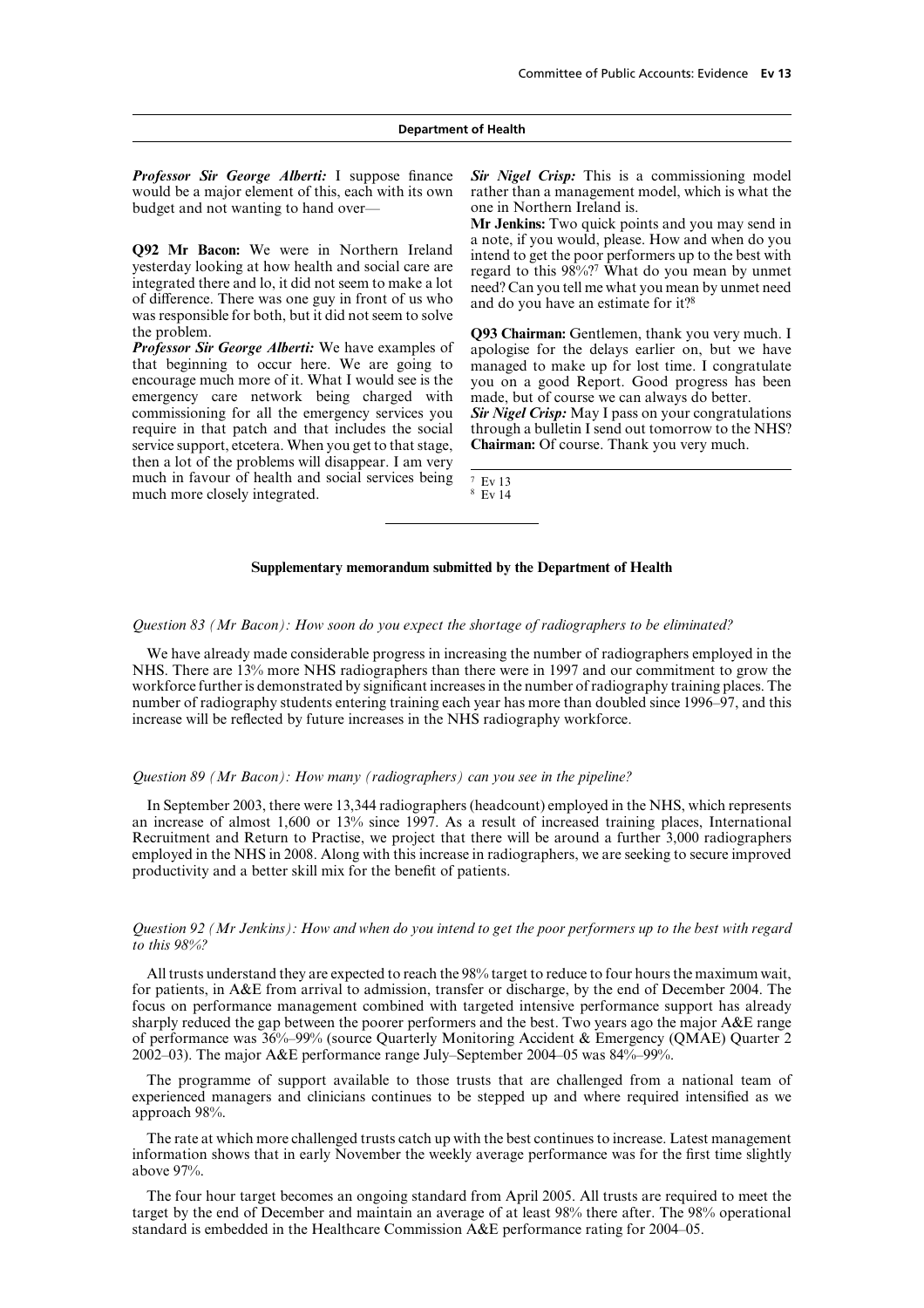***Professor Sir George Alberti:*** I suppose finance would be a major element of this, each with its own budget and not wanting to hand over—

**Q92 Mr Bacon:** We were in Northern Ireland yesterday looking at how health and social care are integrated there and lo, it did not seem to make a lot of difference. There was one guy in front of us who was responsible for both, but it did not seem to solve the problem.

***Professor Sir George Alberti:*** We have examples of that beginning to occur here. We are going to encourage much more of it. What I would see is the emergency care network being charged with commissioning for all the emergency services you require in that patch and that includes the social service support, etcetera. When you get to that stage, then a lot of the problems will disappear. I am very much in favour of health and social services being much more closely integrated.

***Sir Nigel Crisp:*** This is a commissioning model rather than a management model, which is what the one in Northern Ireland is.

**Mr Jenkins:** Two quick points and you may send in a note, if you would, please. How and when do you intend to get the poor performers up to the best with regard to this 98%?[7] What do you mean by unmet need? Can you tell me what you mean by unmet need and do you have an estimate for it?[8]

**Q93 Chairman:** Gentlemen, thank you very much. I apologise for the delays earlier on, but we have managed to make up for lost time. I congratulate you on a good Report. Good progress has been made, but of course we can always do better.

***Sir Nigel Crisp:*** May I pass on your congratulations through a bulletin I send out tomorrow to the NHS?

**Chairman:** Of course. Thank you very much.

[7] Ev 13

[8] Ev 14

---

**Supplementary memorandum submitted by the Department of Health**

*Question 83 (Mr Bacon): How soon do you expect the shortage of radiographers to be eliminated?*

We have already made considerable progress in increasing the number of radiographers employed in the NHS. There are 13% more NHS radiographers than there were in 1997 and our commitment to grow the workforce further is demonstrated by significant increases in the number of radiography training places. The number of radiography students entering training each year has more than doubled since 1996–97, and this increase will be reflected by future increases in the NHS radiography workforce.

*Question 89 (Mr Bacon): How many (radiographers) can you see in the pipeline?*

In September 2003, there were 13,344 radiographers (headcount) employed in the NHS, which represents an increase of almost 1,600 or 13% since 1997. As a result of increased training places, International Recruitment and Return to Practise, we project that there will be around a further 3,000 radiographers employed in the NHS in 2008. Along with this increase in radiographers, we are seeking to secure improved productivity and a better skill mix for the benefit of patients.

*Question 92 (Mr Jenkins): How and when do you intend to get the poor performers up to the best with regard to this 98%?*

All trusts understand they are expected to reach the 98% target to reduce to four hours the maximum wait, for patients, in A&E from arrival to admission, transfer or discharge, by the end of December 2004. The focus on performance management combined with targeted intensive performance support has already sharply reduced the gap between the poorer performers and the best. Two years ago the major A&E range of performance was 36%–99% (source Quarterly Monitoring Accident & Emergency (QMAE) Quarter 2 2002–03). The major A&E performance range July–September 2004–05 was 84%–99%.

The programme of support available to those trusts that are challenged from a national team of experienced managers and clinicians continues to be stepped up and where required intensified as we approach 98%.

The rate at which more challenged trusts catch up with the best continues to increase. Latest management information shows that in early November the weekly average performance was for the first time slightly above 97%.

The four hour target becomes an ongoing standard from April 2005. All trusts are required to meet the target by the end of December and maintain an average of at least 98% there after. The 98% operational standard is embedded in the Healthcare Commission A&E performance rating for 2004–05.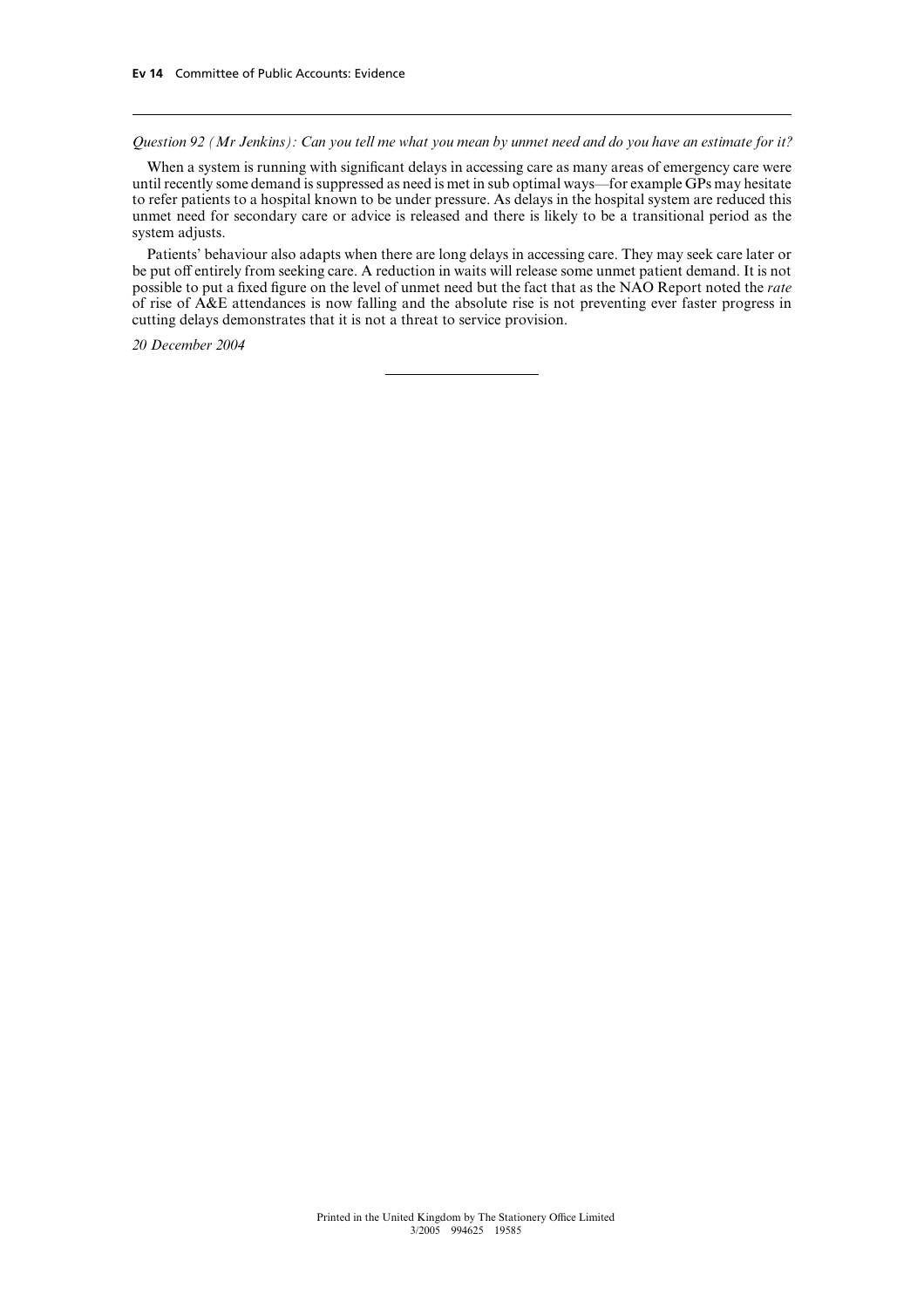*Question 92 (Mr Jenkins): Can you tell me what you mean by unmet need and do you have an estimate for it?*

When a system is running with significant delays in accessing care as many areas of emergency care were until recently some demand is suppressed as need is met in sub optimal ways—for example GPs may hesitate to refer patients to a hospital known to be under pressure. As delays in the hospital system are reduced this unmet need for secondary care or advice is released and there is likely to be a transitional period as the system adjusts.

Patients' behaviour also adapts when there are long delays in accessing care. They may seek care later or be put off entirely from seeking care. A reduction in waits will release some unmet patient demand. It is not possible to put a fixed figure on the level of unmet need but the fact that as the NAO Report noted the *rate* of rise of A&E attendances is now falling and the absolute rise is not preventing ever faster progress in cutting delays demonstrates that it is not a threat to service provision.

*20 December 2004*

Printed in the United Kingdom by The Stationery Office Limited
3/2005 994625 19585